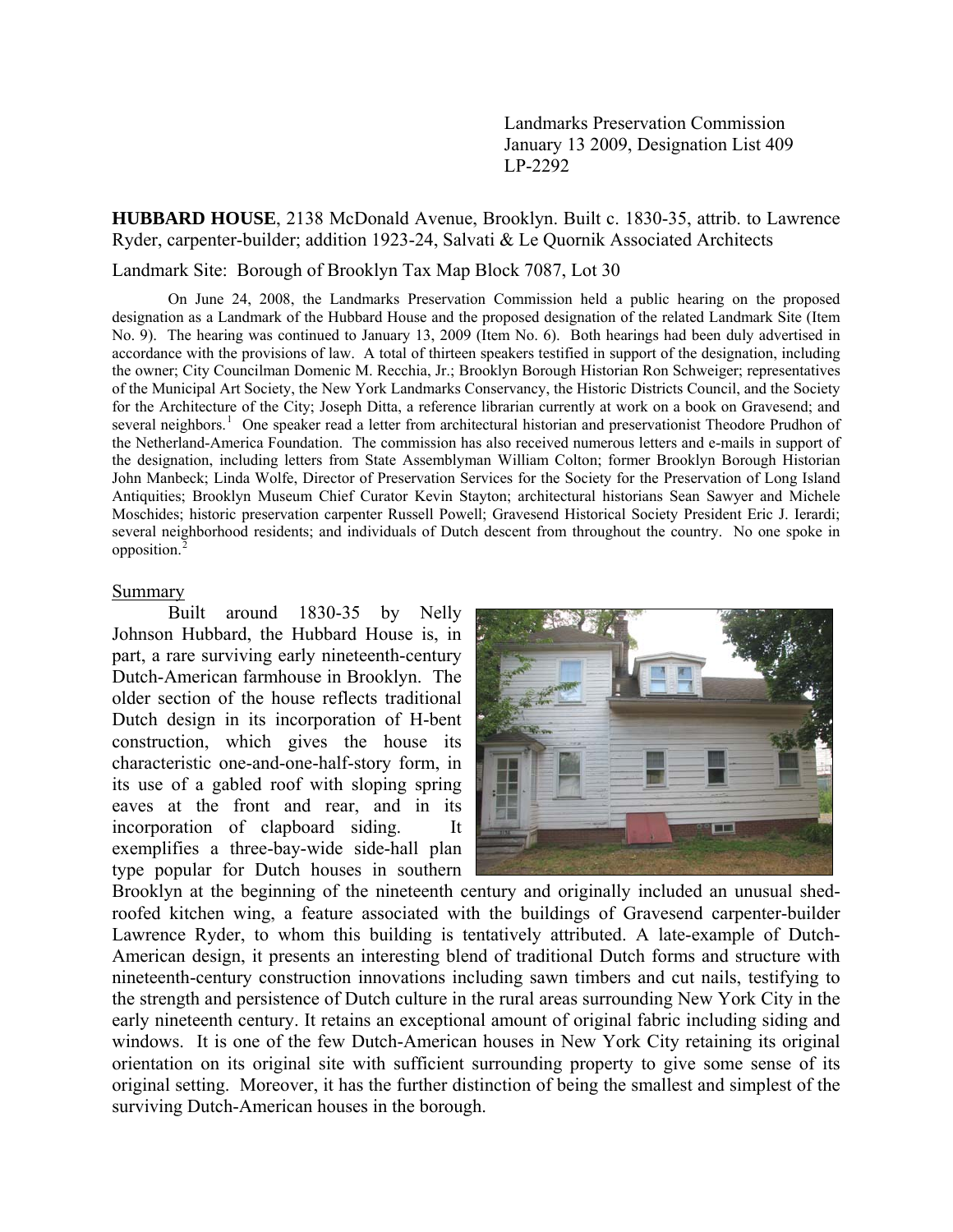Landmarks Preservation Commission
January 13 2009, Designation List 409
LP-2292

**HUBBARD HOUSE**, 2138 McDonald Avenue, Brooklyn. Built c. 1830-35, attrib. to Lawrence Ryder, carpenter-builder; addition 1923-24, Salvati & Le Quornik Associated Architects

Landmark Site: Borough of Brooklyn Tax Map Block 7087, Lot 30

On June 24, 2008, the Landmarks Preservation Commission held a public hearing on the proposed designation as a Landmark of the Hubbard House and the proposed designation of the related Landmark Site (Item No. 9). The hearing was continued to January 13, 2009 (Item No. 6). Both hearings had been duly advertised in accordance with the provisions of law. A total of thirteen speakers testified in support of the designation, including the owner; City Councilman Domenic M. Recchia, Jr.; Brooklyn Borough Historian Ron Schweiger; representatives of the Municipal Art Society, the New York Landmarks Conservancy, the Historic Districts Council, and the Society for the Architecture of the City; Joseph Ditta, a reference librarian currently at work on a book on Gravesend; and several neighbors.[1] One speaker read a letter from architectural historian and preservationist Theodore Prudhon of the Netherland-America Foundation. The commission has also received numerous letters and e-mails in support of the designation, including letters from State Assemblyman William Colton; former Brooklyn Borough Historian John Manbeck; Linda Wolfe, Director of Preservation Services for the Society for the Preservation of Long Island Antiquities; Brooklyn Museum Chief Curator Kevin Stayton; architectural historians Sean Sawyer and Michele Moschides; historic preservation carpenter Russell Powell; Gravesend Historical Society President Eric J. Ierardi; several neighborhood residents; and individuals of Dutch descent from throughout the country. No one spoke in opposition.[2]

## Summary

Built around 1830-35 by Nelly Johnson Hubbard, the Hubbard House is, in part, a rare surviving early nineteenth-century Dutch-American farmhouse in Brooklyn. The older section of the house reflects traditional Dutch design in its incorporation of H-bent construction, which gives the house its characteristic one-and-one-half-story form, in its use of a gabled roof with sloping spring eaves at the front and rear, and in its incorporation of clapboard siding. It exemplifies a three-bay-wide side-hall plan type popular for Dutch houses in southern Brooklyn at the beginning of the nineteenth century and originally included an unusual shed-roofed kitchen wing, a feature associated with the buildings of Gravesend carpenter-builder Lawrence Ryder, to whom this building is tentatively attributed. A late-example of Dutch-American design, it presents an interesting blend of traditional Dutch forms and structure with nineteenth-century construction innovations including sawn timbers and cut nails, testifying to the strength and persistence of Dutch culture in the rural areas surrounding New York City in the early nineteenth century. It retains an exceptional amount of original fabric including siding and windows. It is one of the few Dutch-American houses in New York City retaining its original orientation on its original site with sufficient surrounding property to give some sense of its original setting. Moreover, it has the further distinction of being the smallest and simplest of the surviving Dutch-American houses in the borough.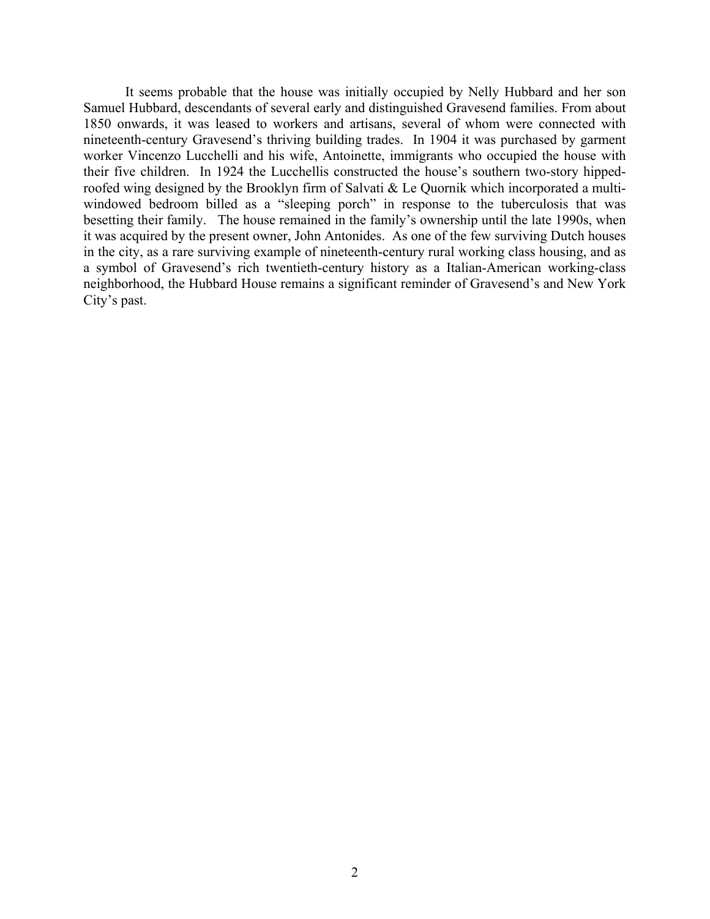It seems probable that the house was initially occupied by Nelly Hubbard and her son Samuel Hubbard, descendants of several early and distinguished Gravesend families. From about 1850 onwards, it was leased to workers and artisans, several of whom were connected with nineteenth-century Gravesend's thriving building trades. In 1904 it was purchased by garment worker Vincenzo Lucchelli and his wife, Antoinette, immigrants who occupied the house with their five children. In 1924 the Lucchellis constructed the house's southern two-story hipped-roofed wing designed by the Brooklyn firm of Salvati & Le Quornik which incorporated a multi-windowed bedroom billed as a "sleeping porch" in response to the tuberculosis that was besetting their family. The house remained in the family's ownership until the late 1990s, when it was acquired by the present owner, John Antonides. As one of the few surviving Dutch houses in the city, as a rare surviving example of nineteenth-century rural working class housing, and as a symbol of Gravesend's rich twentieth-century history as a Italian-American working-class neighborhood, the Hubbard House remains a significant reminder of Gravesend's and New York City's past.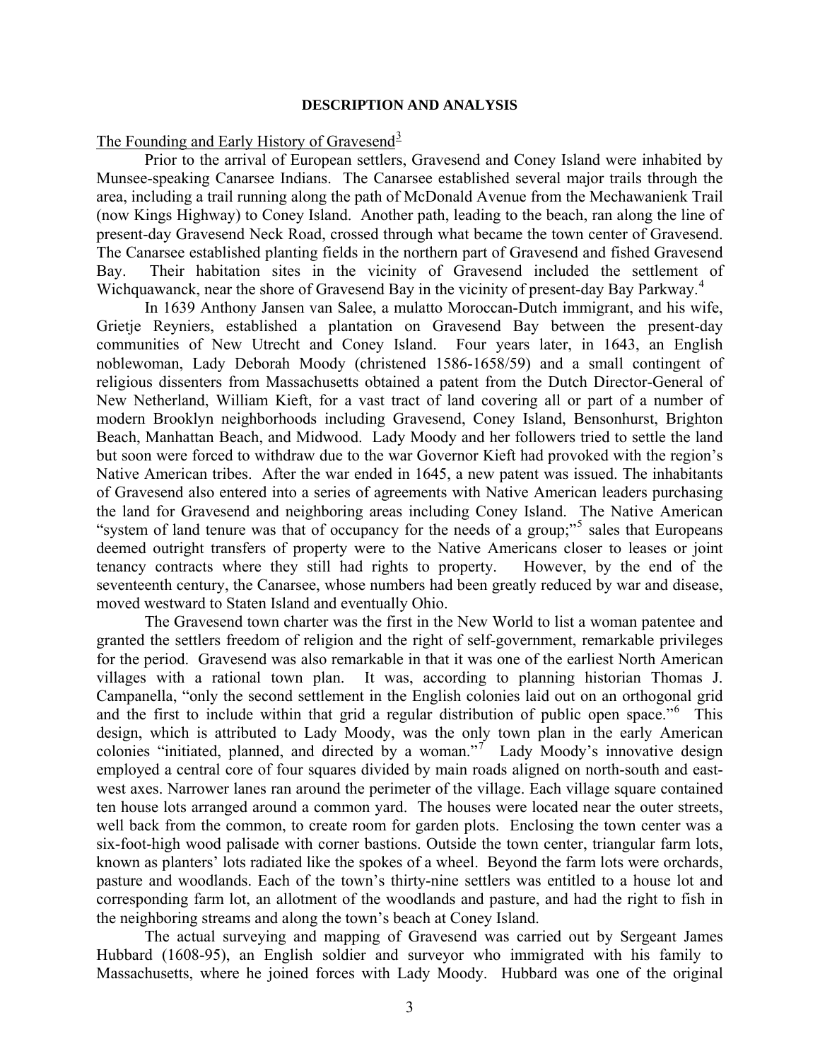## DESCRIPTION AND ANALYSIS

### The Founding and Early History of Gravesend[3]

Prior to the arrival of European settlers, Gravesend and Coney Island were inhabited by Munsee-speaking Canarsee Indians. The Canarsee established several major trails through the area, including a trail running along the path of McDonald Avenue from the Mechawanienk Trail (now Kings Highway) to Coney Island. Another path, leading to the beach, ran along the line of present-day Gravesend Neck Road, crossed through what became the town center of Gravesend. The Canarsee established planting fields in the northern part of Gravesend and fished Gravesend Bay. Their habitation sites in the vicinity of Gravesend included the settlement of Wichquawanck, near the shore of Gravesend Bay in the vicinity of present-day Bay Parkway.[4]

In 1639 Anthony Jansen van Salee, a mulatto Moroccan-Dutch immigrant, and his wife, Grietje Reyniers, established a plantation on Gravesend Bay between the present-day communities of New Utrecht and Coney Island. Four years later, in 1643, an English noblewoman, Lady Deborah Moody (christened 1586-1658/59) and a small contingent of religious dissenters from Massachusetts obtained a patent from the Dutch Director-General of New Netherland, William Kieft, for a vast tract of land covering all or part of a number of modern Brooklyn neighborhoods including Gravesend, Coney Island, Bensonhurst, Brighton Beach, Manhattan Beach, and Midwood. Lady Moody and her followers tried to settle the land but soon were forced to withdraw due to the war Governor Kieft had provoked with the region's Native American tribes. After the war ended in 1645, a new patent was issued. The inhabitants of Gravesend also entered into a series of agreements with Native American leaders purchasing the land for Gravesend and neighboring areas including Coney Island. The Native American "system of land tenure was that of occupancy for the needs of a group;"[5] sales that Europeans deemed outright transfers of property were to the Native Americans closer to leases or joint tenancy contracts where they still had rights to property. However, by the end of the seventeenth century, the Canarsee, whose numbers had been greatly reduced by war and disease, moved westward to Staten Island and eventually Ohio.

The Gravesend town charter was the first in the New World to list a woman patentee and granted the settlers freedom of religion and the right of self-government, remarkable privileges for the period. Gravesend was also remarkable in that it was one of the earliest North American villages with a rational town plan. It was, according to planning historian Thomas J. Campanella, "only the second settlement in the English colonies laid out on an orthogonal grid and the first to include within that grid a regular distribution of public open space."[6] This design, which is attributed to Lady Moody, was the only town plan in the early American colonies "initiated, planned, and directed by a woman."[7] Lady Moody's innovative design employed a central core of four squares divided by main roads aligned on north-south and east-west axes. Narrower lanes ran around the perimeter of the village. Each village square contained ten house lots arranged around a common yard. The houses were located near the outer streets, well back from the common, to create room for garden plots. Enclosing the town center was a six-foot-high wood palisade with corner bastions. Outside the town center, triangular farm lots, known as planters' lots radiated like the spokes of a wheel. Beyond the farm lots were orchards, pasture and woodlands. Each of the town's thirty-nine settlers was entitled to a house lot and corresponding farm lot, an allotment of the woodlands and pasture, and had the right to fish in the neighboring streams and along the town's beach at Coney Island.

The actual surveying and mapping of Gravesend was carried out by Sergeant James Hubbard (1608-95), an English soldier and surveyor who immigrated with his family to Massachusetts, where he joined forces with Lady Moody. Hubbard was one of the original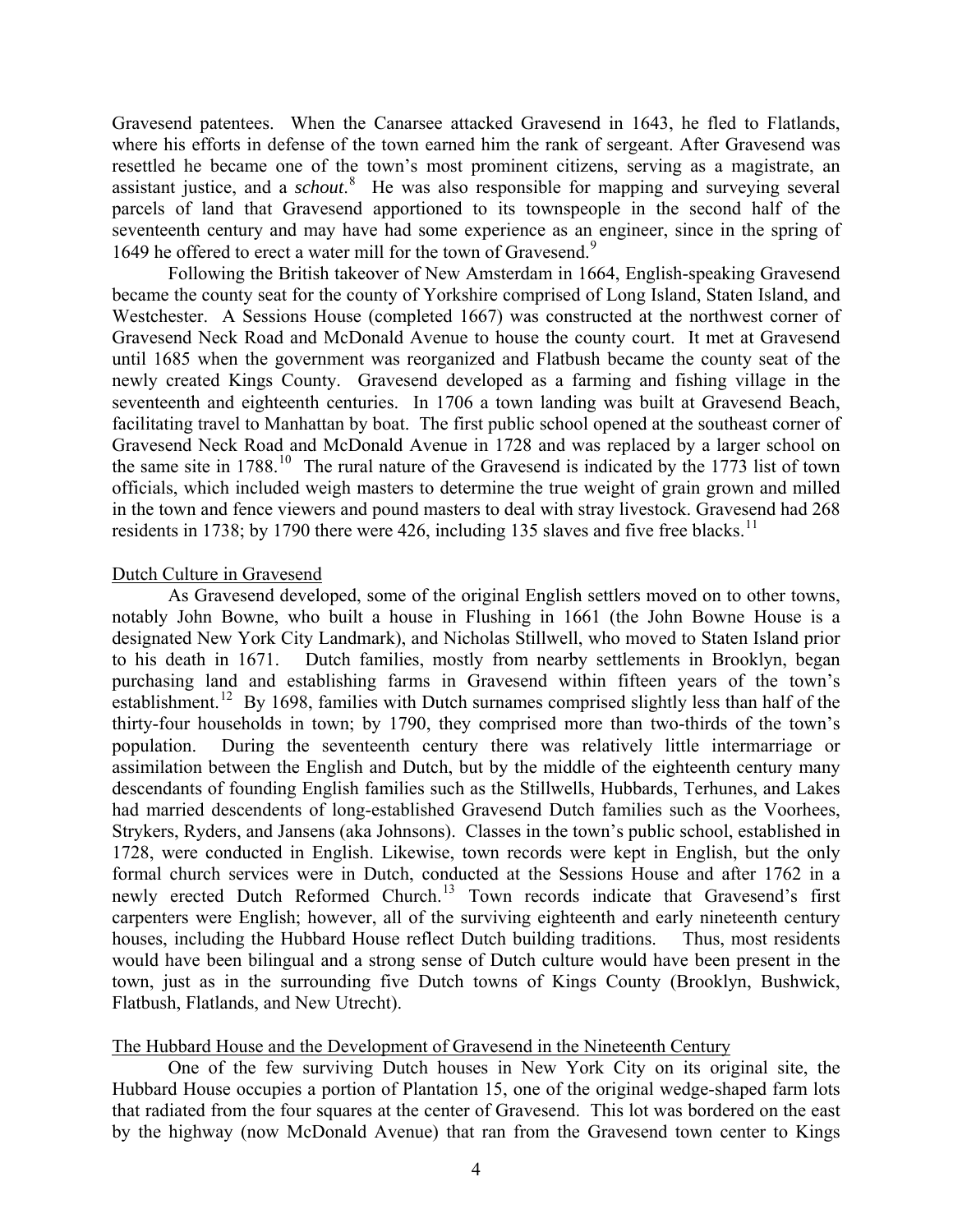Gravesend patentees. When the Canarsee attacked Gravesend in 1643, he fled to Flatlands, where his efforts in defense of the town earned him the rank of sergeant. After Gravesend was resettled he became one of the town's most prominent citizens, serving as a magistrate, an assistant justice, and a *schout*.[8] He was also responsible for mapping and surveying several parcels of land that Gravesend apportioned to its townspeople in the second half of the seventeenth century and may have had some experience as an engineer, since in the spring of 1649 he offered to erect a water mill for the town of Gravesend.[9]

Following the British takeover of New Amsterdam in 1664, English-speaking Gravesend became the county seat for the county of Yorkshire comprised of Long Island, Staten Island, and Westchester. A Sessions House (completed 1667) was constructed at the northwest corner of Gravesend Neck Road and McDonald Avenue to house the county court. It met at Gravesend until 1685 when the government was reorganized and Flatbush became the county seat of the newly created Kings County. Gravesend developed as a farming and fishing village in the seventeenth and eighteenth centuries. In 1706 a town landing was built at Gravesend Beach, facilitating travel to Manhattan by boat. The first public school opened at the southeast corner of Gravesend Neck Road and McDonald Avenue in 1728 and was replaced by a larger school on the same site in 1788.[10] The rural nature of the Gravesend is indicated by the 1773 list of town officials, which included weigh masters to determine the true weight of grain grown and milled in the town and fence viewers and pound masters to deal with stray livestock. Gravesend had 268 residents in 1738; by 1790 there were 426, including 135 slaves and five free blacks.[11]

<u>Dutch Culture in Gravesend</u>

As Gravesend developed, some of the original English settlers moved on to other towns, notably John Bowne, who built a house in Flushing in 1661 (the John Bowne House is a designated New York City Landmark), and Nicholas Stillwell, who moved to Staten Island prior to his death in 1671. Dutch families, mostly from nearby settlements in Brooklyn, began purchasing land and establishing farms in Gravesend within fifteen years of the town's establishment.[12] By 1698, families with Dutch surnames comprised slightly less than half of the thirty-four households in town; by 1790, they comprised more than two-thirds of the town's population. During the seventeenth century there was relatively little intermarriage or assimilation between the English and Dutch, but by the middle of the eighteenth century many descendants of founding English families such as the Stillwells, Hubbards, Terhunes, and Lakes had married descendents of long-established Gravesend Dutch families such as the Voorhees, Strykers, Ryders, and Jansens (aka Johnsons). Classes in the town's public school, established in 1728, were conducted in English. Likewise, town records were kept in English, but the only formal church services were in Dutch, conducted at the Sessions House and after 1762 in a newly erected Dutch Reformed Church.[13] Town records indicate that Gravesend's first carpenters were English; however, all of the surviving eighteenth and early nineteenth century houses, including the Hubbard House reflect Dutch building traditions. Thus, most residents would have been bilingual and a strong sense of Dutch culture would have been present in the town, just as in the surrounding five Dutch towns of Kings County (Brooklyn, Bushwick, Flatbush, Flatlands, and New Utrecht).

<u>The Hubbard House and the Development of Gravesend in the Nineteenth Century</u>

One of the few surviving Dutch houses in New York City on its original site, the Hubbard House occupies a portion of Plantation 15, one of the original wedge-shaped farm lots that radiated from the four squares at the center of Gravesend. This lot was bordered on the east by the highway (now McDonald Avenue) that ran from the Gravesend town center to Kings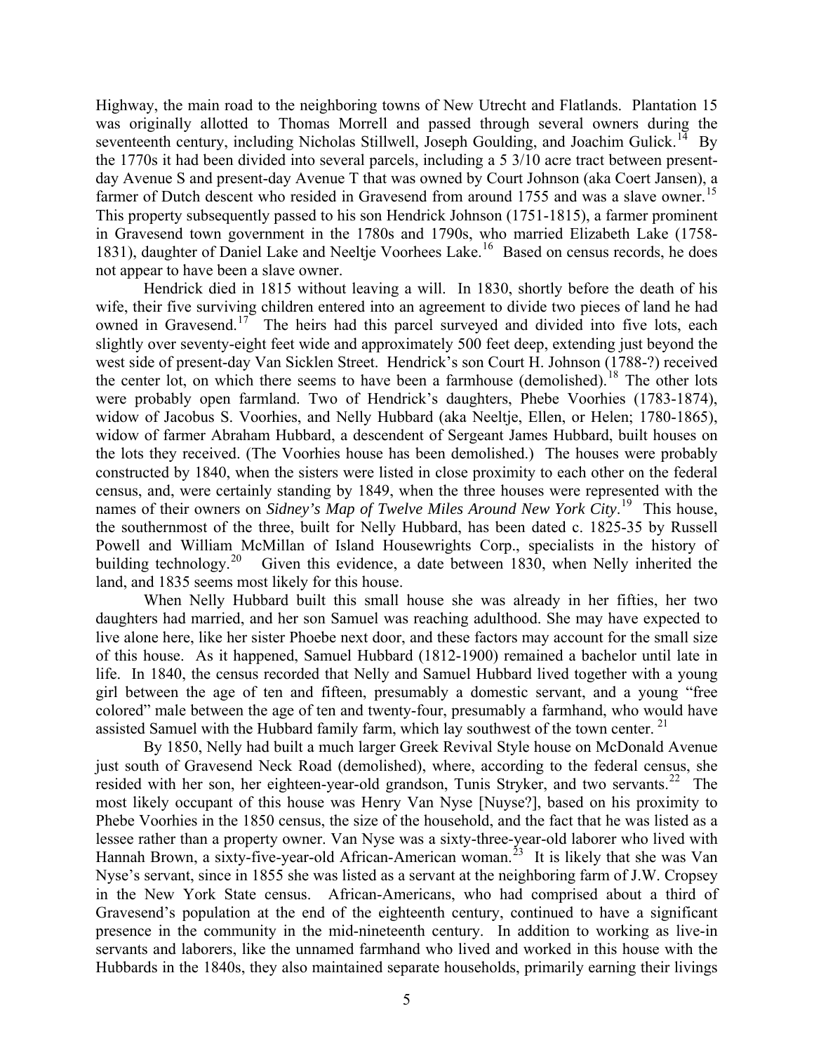Highway, the main road to the neighboring towns of New Utrecht and Flatlands. Plantation 15 was originally allotted to Thomas Morrell and passed through several owners during the seventeenth century, including Nicholas Stillwell, Joseph Goulding, and Joachim Gulick.[14] By the 1770s it had been divided into several parcels, including a 5 3/10 acre tract between present-day Avenue S and present-day Avenue T that was owned by Court Johnson (aka Coert Jansen), a farmer of Dutch descent who resided in Gravesend from around 1755 and was a slave owner.[15] This property subsequently passed to his son Hendrick Johnson (1751-1815), a farmer prominent in Gravesend town government in the 1780s and 1790s, who married Elizabeth Lake (1758-1831), daughter of Daniel Lake and Neeltje Voorhees Lake.[16] Based on census records, he does not appear to have been a slave owner.

Hendrick died in 1815 without leaving a will. In 1830, shortly before the death of his wife, their five surviving children entered into an agreement to divide two pieces of land he had owned in Gravesend.[17] The heirs had this parcel surveyed and divided into five lots, each slightly over seventy-eight feet wide and approximately 500 feet deep, extending just beyond the west side of present-day Van Sicklen Street. Hendrick's son Court H. Johnson (1788-?) received the center lot, on which there seems to have been a farmhouse (demolished).[18] The other lots were probably open farmland. Two of Hendrick's daughters, Phebe Voorhies (1783-1874), widow of Jacobus S. Voorhies, and Nelly Hubbard (aka Neeltje, Ellen, or Helen; 1780-1865), widow of farmer Abraham Hubbard, a descendent of Sergeant James Hubbard, built houses on the lots they received. (The Voorhies house has been demolished.) The houses were probably constructed by 1840, when the sisters were listed in close proximity to each other on the federal census, and, were certainly standing by 1849, when the three houses were represented with the names of their owners on *Sidney's Map of Twelve Miles Around New York City*.[19] This house, the southernmost of the three, built for Nelly Hubbard, has been dated c. 1825-35 by Russell Powell and William McMillan of Island Housewrights Corp., specialists in the history of building technology.[20] Given this evidence, a date between 1830, when Nelly inherited the land, and 1835 seems most likely for this house.

When Nelly Hubbard built this small house she was already in her fifties, her two daughters had married, and her son Samuel was reaching adulthood. She may have expected to live alone here, like her sister Phoebe next door, and these factors may account for the small size of this house. As it happened, Samuel Hubbard (1812-1900) remained a bachelor until late in life. In 1840, the census recorded that Nelly and Samuel Hubbard lived together with a young girl between the age of ten and fifteen, presumably a domestic servant, and a young "free colored" male between the age of ten and twenty-four, presumably a farmhand, who would have assisted Samuel with the Hubbard family farm, which lay southwest of the town center.[21]

By 1850, Nelly had built a much larger Greek Revival Style house on McDonald Avenue just south of Gravesend Neck Road (demolished), where, according to the federal census, she resided with her son, her eighteen-year-old grandson, Tunis Stryker, and two servants.[22] The most likely occupant of this house was Henry Van Nyse [Nuyse?], based on his proximity to Phebe Voorhies in the 1850 census, the size of the household, and the fact that he was listed as a lessee rather than a property owner. Van Nyse was a sixty-three-year-old laborer who lived with Hannah Brown, a sixty-five-year-old African-American woman.[23] It is likely that she was Van Nyse's servant, since in 1855 she was listed as a servant at the neighboring farm of J.W. Cropsey in the New York State census. African-Americans, who had comprised about a third of Gravesend's population at the end of the eighteenth century, continued to have a significant presence in the community in the mid-nineteenth century. In addition to working as live-in servants and laborers, like the unnamed farmhand who lived and worked in this house with the Hubbards in the 1840s, they also maintained separate households, primarily earning their livings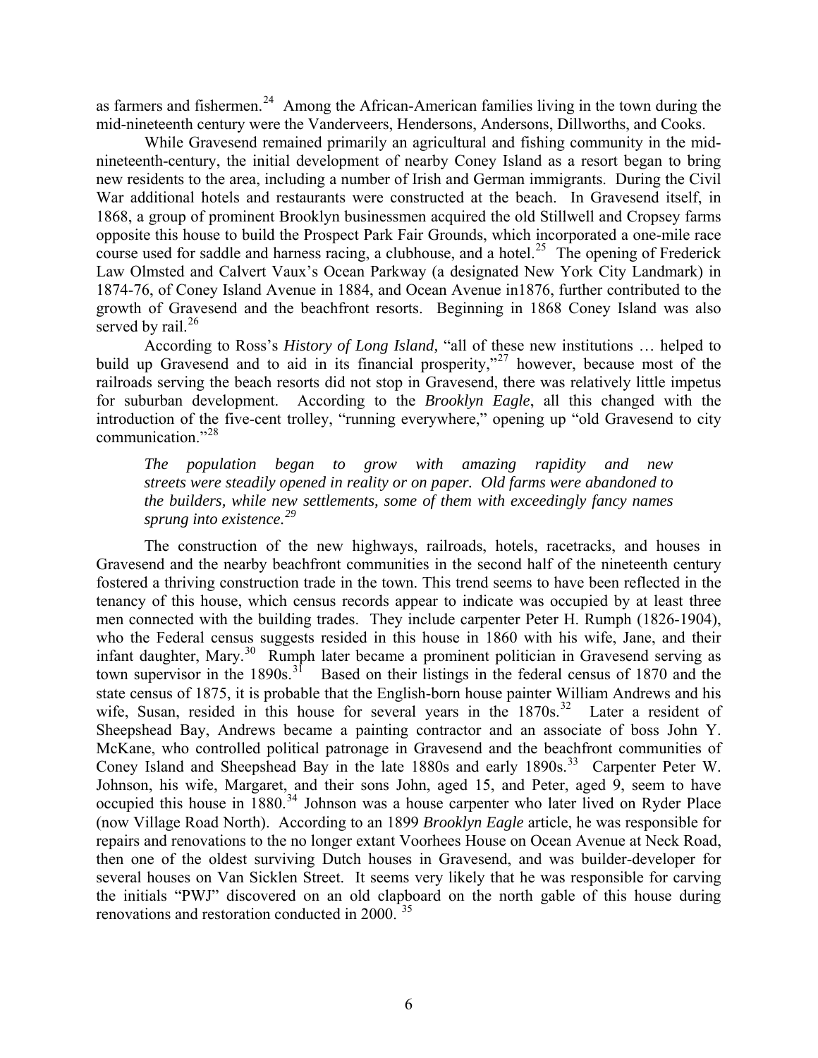as farmers and fishermen.[24] Among the African-American families living in the town during the mid-nineteenth century were the Vanderveers, Hendersons, Andersons, Dillworths, and Cooks.

While Gravesend remained primarily an agricultural and fishing community in the mid-nineteenth-century, the initial development of nearby Coney Island as a resort began to bring new residents to the area, including a number of Irish and German immigrants. During the Civil War additional hotels and restaurants were constructed at the beach. In Gravesend itself, in 1868, a group of prominent Brooklyn businessmen acquired the old Stillwell and Cropsey farms opposite this house to build the Prospect Park Fair Grounds, which incorporated a one-mile race course used for saddle and harness racing, a clubhouse, and a hotel.[25] The opening of Frederick Law Olmsted and Calvert Vaux's Ocean Parkway (a designated New York City Landmark) in 1874-76, of Coney Island Avenue in 1884, and Ocean Avenue in1876, further contributed to the growth of Gravesend and the beachfront resorts. Beginning in 1868 Coney Island was also served by rail.[26]

According to Ross's *History of Long Island,* "all of these new institutions … helped to build up Gravesend and to aid in its financial prosperity,"[27] however, because most of the railroads serving the beach resorts did not stop in Gravesend, there was relatively little impetus for suburban development. According to the *Brooklyn Eagle*, all this changed with the introduction of the five-cent trolley, "running everywhere," opening up "old Gravesend to city communication."[28]

> *The population began to grow with amazing rapidity and new streets were steadily opened in reality or on paper. Old farms were abandoned to the builders, while new settlements, some of them with exceedingly fancy names sprung into existence.*[29]

The construction of the new highways, railroads, hotels, racetracks, and houses in Gravesend and the nearby beachfront communities in the second half of the nineteenth century fostered a thriving construction trade in the town. This trend seems to have been reflected in the tenancy of this house, which census records appear to indicate was occupied by at least three men connected with the building trades. They include carpenter Peter H. Rumph (1826-1904), who the Federal census suggests resided in this house in 1860 with his wife, Jane, and their infant daughter, Mary.[30] Rumph later became a prominent politician in Gravesend serving as town supervisor in the 1890s.[31] Based on their listings in the federal census of 1870 and the state census of 1875, it is probable that the English-born house painter William Andrews and his wife, Susan, resided in this house for several years in the 1870s.[32] Later a resident of Sheepshead Bay, Andrews became a painting contractor and an associate of boss John Y. McKane, who controlled political patronage in Gravesend and the beachfront communities of Coney Island and Sheepshead Bay in the late 1880s and early 1890s.[33] Carpenter Peter W. Johnson, his wife, Margaret, and their sons John, aged 15, and Peter, aged 9, seem to have occupied this house in 1880.[34] Johnson was a house carpenter who later lived on Ryder Place (now Village Road North). According to an 1899 *Brooklyn Eagle* article, he was responsible for repairs and renovations to the no longer extant Voorhees House on Ocean Avenue at Neck Road, then one of the oldest surviving Dutch houses in Gravesend, and was builder-developer for several houses on Van Sicklen Street. It seems very likely that he was responsible for carving the initials "PWJ" discovered on an old clapboard on the north gable of this house during renovations and restoration conducted in 2000.[35]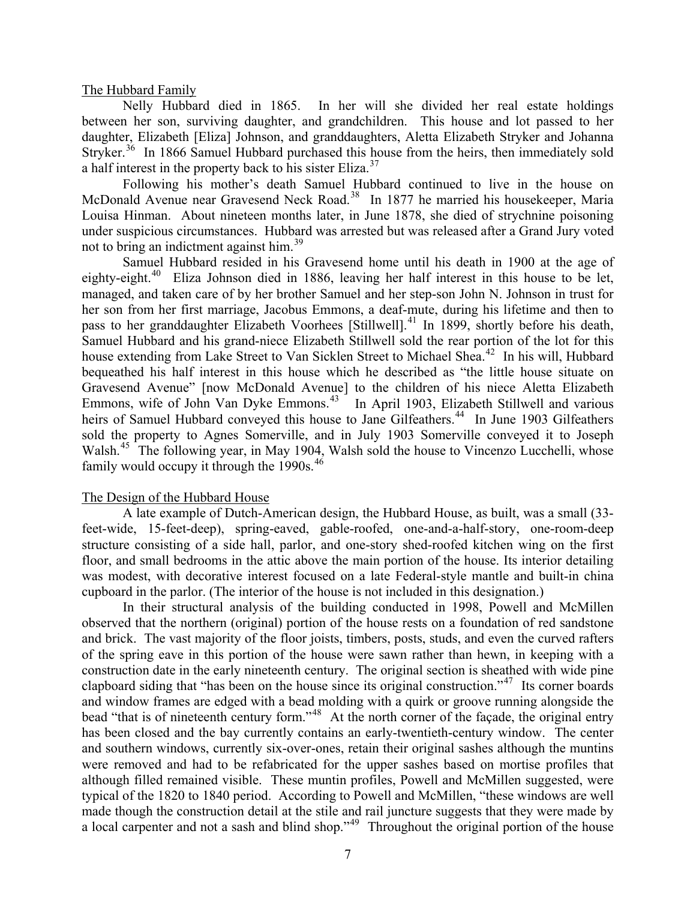## The Hubbard Family

Nelly Hubbard died in 1865. In her will she divided her real estate holdings between her son, surviving daughter, and grandchildren. This house and lot passed to her daughter, Elizabeth [Eliza] Johnson, and granddaughters, Aletta Elizabeth Stryker and Johanna Stryker.[36] In 1866 Samuel Hubbard purchased this house from the heirs, then immediately sold a half interest in the property back to his sister Eliza.[37]

Following his mother's death Samuel Hubbard continued to live in the house on McDonald Avenue near Gravesend Neck Road.[38] In 1877 he married his housekeeper, Maria Louisa Hinman. About nineteen months later, in June 1878, she died of strychnine poisoning under suspicious circumstances. Hubbard was arrested but was released after a Grand Jury voted not to bring an indictment against him.[39]

Samuel Hubbard resided in his Gravesend home until his death in 1900 at the age of eighty-eight.[40] Eliza Johnson died in 1886, leaving her half interest in this house to be let, managed, and taken care of by her brother Samuel and her step-son John N. Johnson in trust for her son from her first marriage, Jacobus Emmons, a deaf-mute, during his lifetime and then to pass to her granddaughter Elizabeth Voorhees [Stillwell].[41] In 1899, shortly before his death, Samuel Hubbard and his grand-niece Elizabeth Stillwell sold the rear portion of the lot for this house extending from Lake Street to Van Sicklen Street to Michael Shea.[42] In his will, Hubbard bequeathed his half interest in this house which he described as "the little house situate on Gravesend Avenue" [now McDonald Avenue] to the children of his niece Aletta Elizabeth Emmons, wife of John Van Dyke Emmons.[43] In April 1903, Elizabeth Stillwell and various heirs of Samuel Hubbard conveyed this house to Jane Gilfeathers.[44] In June 1903 Gilfeathers sold the property to Agnes Somerville, and in July 1903 Somerville conveyed it to Joseph Walsh.[45] The following year, in May 1904, Walsh sold the house to Vincenzo Lucchelli, whose family would occupy it through the 1990s.[46]

## The Design of the Hubbard House

A late example of Dutch-American design, the Hubbard House, as built, was a small (33-feet-wide, 15-feet-deep), spring-eaved, gable-roofed, one-and-a-half-story, one-room-deep structure consisting of a side hall, parlor, and one-story shed-roofed kitchen wing on the first floor, and small bedrooms in the attic above the main portion of the house. Its interior detailing was modest, with decorative interest focused on a late Federal-style mantle and built-in china cupboard in the parlor. (The interior of the house is not included in this designation.)

In their structural analysis of the building conducted in 1998, Powell and McMillen observed that the northern (original) portion of the house rests on a foundation of red sandstone and brick. The vast majority of the floor joists, timbers, posts, studs, and even the curved rafters of the spring eave in this portion of the house were sawn rather than hewn, in keeping with a construction date in the early nineteenth century. The original section is sheathed with wide pine clapboard siding that "has been on the house since its original construction."[47] Its corner boards and window frames are edged with a bead molding with a quirk or groove running alongside the bead "that is of nineteenth century form."[48] At the north corner of the façade, the original entry has been closed and the bay currently contains an early-twentieth-century window. The center and southern windows, currently six-over-ones, retain their original sashes although the muntins were removed and had to be refabricated for the upper sashes based on mortise profiles that although filled remained visible. These muntin profiles, Powell and McMillen suggested, were typical of the 1820 to 1840 period. According to Powell and McMillen, "these windows are well made though the construction detail at the stile and rail juncture suggests that they were made by a local carpenter and not a sash and blind shop."[49] Throughout the original portion of the house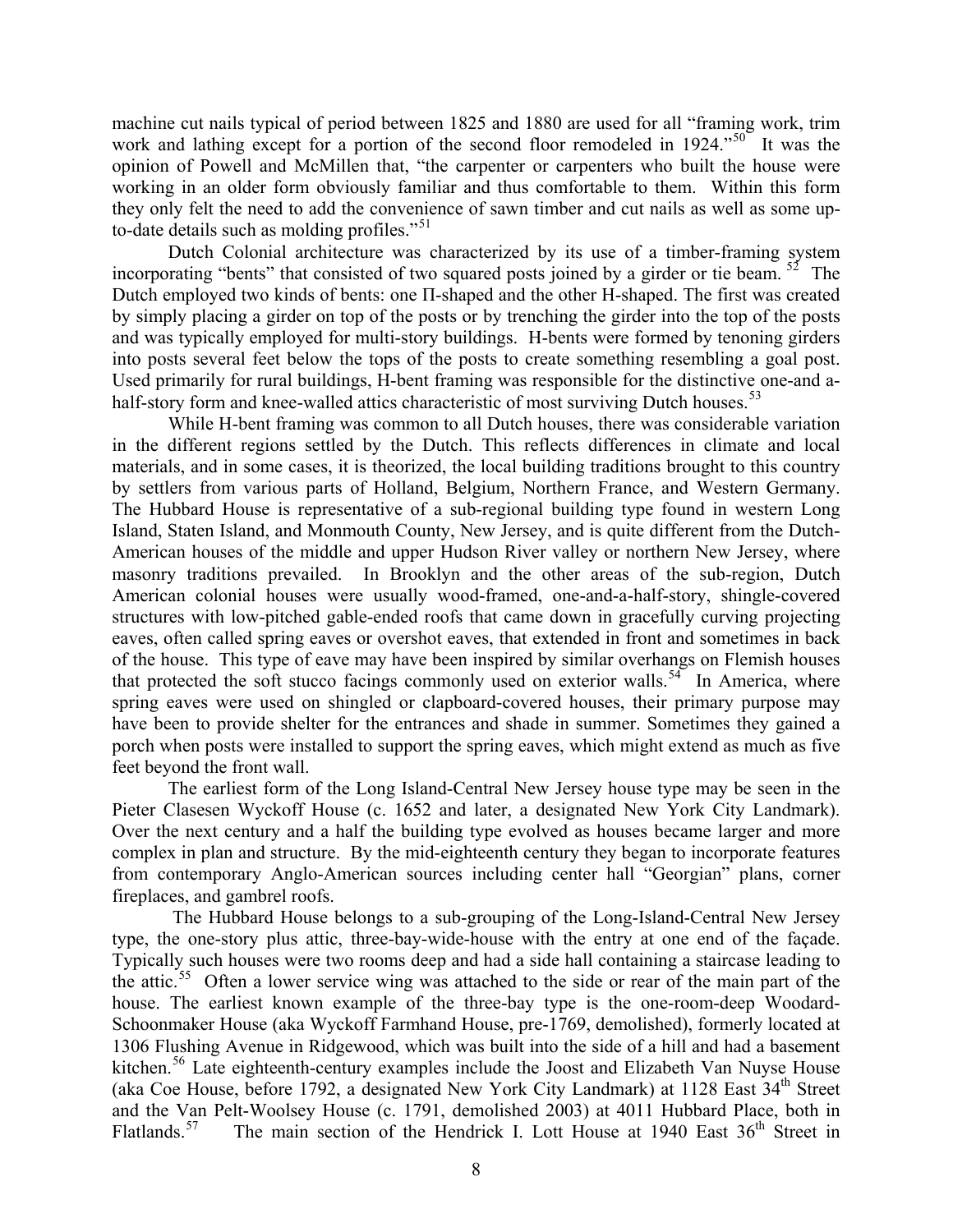machine cut nails typical of period between 1825 and 1880 are used for all "framing work, trim work and lathing except for a portion of the second floor remodeled in 1924."[50] It was the opinion of Powell and McMillen that, "the carpenter or carpenters who built the house were working in an older form obviously familiar and thus comfortable to them. Within this form they only felt the need to add the convenience of sawn timber and cut nails as well as some up-to-date details such as molding profiles."[51]

Dutch Colonial architecture was characterized by its use of a timber-framing system incorporating "bents" that consisted of two squared posts joined by a girder or tie beam.[52] The Dutch employed two kinds of bents: one Π-shaped and the other H-shaped. The first was created by simply placing a girder on top of the posts or by trenching the girder into the top of the posts and was typically employed for multi-story buildings. H-bents were formed by tenoning girders into posts several feet below the tops of the posts to create something resembling a goal post. Used primarily for rural buildings, H-bent framing was responsible for the distinctive one-and a-half-story form and knee-walled attics characteristic of most surviving Dutch houses.[53]

While H-bent framing was common to all Dutch houses, there was considerable variation in the different regions settled by the Dutch. This reflects differences in climate and local materials, and in some cases, it is theorized, the local building traditions brought to this country by settlers from various parts of Holland, Belgium, Northern France, and Western Germany. The Hubbard House is representative of a sub-regional building type found in western Long Island, Staten Island, and Monmouth County, New Jersey, and is quite different from the Dutch-American houses of the middle and upper Hudson River valley or northern New Jersey, where masonry traditions prevailed. In Brooklyn and the other areas of the sub-region, Dutch American colonial houses were usually wood-framed, one-and-a-half-story, shingle-covered structures with low-pitched gable-ended roofs that came down in gracefully curving projecting eaves, often called spring eaves or overshot eaves, that extended in front and sometimes in back of the house. This type of eave may have been inspired by similar overhangs on Flemish houses that protected the soft stucco facings commonly used on exterior walls.[54] In America, where spring eaves were used on shingled or clapboard-covered houses, their primary purpose may have been to provide shelter for the entrances and shade in summer. Sometimes they gained a porch when posts were installed to support the spring eaves, which might extend as much as five feet beyond the front wall.

The earliest form of the Long Island-Central New Jersey house type may be seen in the Pieter Clasesen Wyckoff House (c. 1652 and later, a designated New York City Landmark). Over the next century and a half the building type evolved as houses became larger and more complex in plan and structure. By the mid-eighteenth century they began to incorporate features from contemporary Anglo-American sources including center hall "Georgian" plans, corner fireplaces, and gambrel roofs.

The Hubbard House belongs to a sub-grouping of the Long-Island-Central New Jersey type, the one-story plus attic, three-bay-wide-house with the entry at one end of the façade. Typically such houses were two rooms deep and had a side hall containing a staircase leading to the attic.[55] Often a lower service wing was attached to the side or rear of the main part of the house. The earliest known example of the three-bay type is the one-room-deep Woodard-Schoonmaker House (aka Wyckoff Farmhand House, pre-1769, demolished), formerly located at 1306 Flushing Avenue in Ridgewood, which was built into the side of a hill and had a basement kitchen.[56] Late eighteenth-century examples include the Joost and Elizabeth Van Nuyse House (aka Coe House, before 1792, a designated New York City Landmark) at 1128 East 34th Street and the Van Pelt-Woolsey House (c. 1791, demolished 2003) at 4011 Hubbard Place, both in Flatlands.[57] The main section of the Hendrick I. Lott House at 1940 East 36th Street in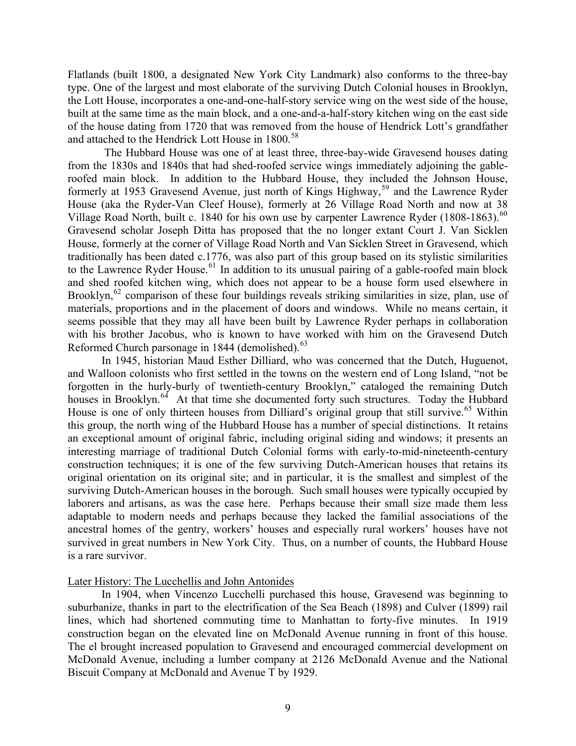Flatlands (built 1800, a designated New York City Landmark) also conforms to the three-bay type. One of the largest and most elaborate of the surviving Dutch Colonial houses in Brooklyn, the Lott House, incorporates a one-and-one-half-story service wing on the west side of the house, built at the same time as the main block, and a one-and-a-half-story kitchen wing on the east side of the house dating from 1720 that was removed from the house of Hendrick Lott's grandfather and attached to the Hendrick Lott House in 1800.[58]

The Hubbard House was one of at least three, three-bay-wide Gravesend houses dating from the 1830s and 1840s that had shed-roofed service wings immediately adjoining the gable-roofed main block. In addition to the Hubbard House, they included the Johnson House, formerly at 1953 Gravesend Avenue, just north of Kings Highway,[59] and the Lawrence Ryder House (aka the Ryder-Van Cleef House), formerly at 26 Village Road North and now at 38 Village Road North, built c. 1840 for his own use by carpenter Lawrence Ryder (1808-1863).[60] Gravesend scholar Joseph Ditta has proposed that the no longer extant Court J. Van Sicklen House, formerly at the corner of Village Road North and Van Sicklen Street in Gravesend, which traditionally has been dated c.1776, was also part of this group based on its stylistic similarities to the Lawrence Ryder House.[61] In addition to its unusual pairing of a gable-roofed main block and shed roofed kitchen wing, which does not appear to be a house form used elsewhere in Brooklyn,[62] comparison of these four buildings reveals striking similarities in size, plan, use of materials, proportions and in the placement of doors and windows. While no means certain, it seems possible that they may all have been built by Lawrence Ryder perhaps in collaboration with his brother Jacobus, who is known to have worked with him on the Gravesend Dutch Reformed Church parsonage in 1844 (demolished).[63]

In 1945, historian Maud Esther Dilliard, who was concerned that the Dutch, Huguenot, and Walloon colonists who first settled in the towns on the western end of Long Island, "not be forgotten in the hurly-burly of twentieth-century Brooklyn," cataloged the remaining Dutch houses in Brooklyn.[64] At that time she documented forty such structures. Today the Hubbard House is one of only thirteen houses from Dilliard's original group that still survive.[65] Within this group, the north wing of the Hubbard House has a number of special distinctions. It retains an exceptional amount of original fabric, including original siding and windows; it presents an interesting marriage of traditional Dutch Colonial forms with early-to-mid-nineteenth-century construction techniques; it is one of the few surviving Dutch-American houses that retains its original orientation on its original site; and in particular, it is the smallest and simplest of the surviving Dutch-American houses in the borough. Such small houses were typically occupied by laborers and artisans, as was the case here. Perhaps because their small size made them less adaptable to modern needs and perhaps because they lacked the familial associations of the ancestral homes of the gentry, workers' houses and especially rural workers' houses have not survived in great numbers in New York City. Thus, on a number of counts, the Hubbard House is a rare survivor.

## Later History: The Lucchellis and John Antonides

In 1904, when Vincenzo Lucchelli purchased this house, Gravesend was beginning to suburbanize, thanks in part to the electrification of the Sea Beach (1898) and Culver (1899) rail lines, which had shortened commuting time to Manhattan to forty-five minutes. In 1919 construction began on the elevated line on McDonald Avenue running in front of this house. The el brought increased population to Gravesend and encouraged commercial development on McDonald Avenue, including a lumber company at 2126 McDonald Avenue and the National Biscuit Company at McDonald and Avenue T by 1929.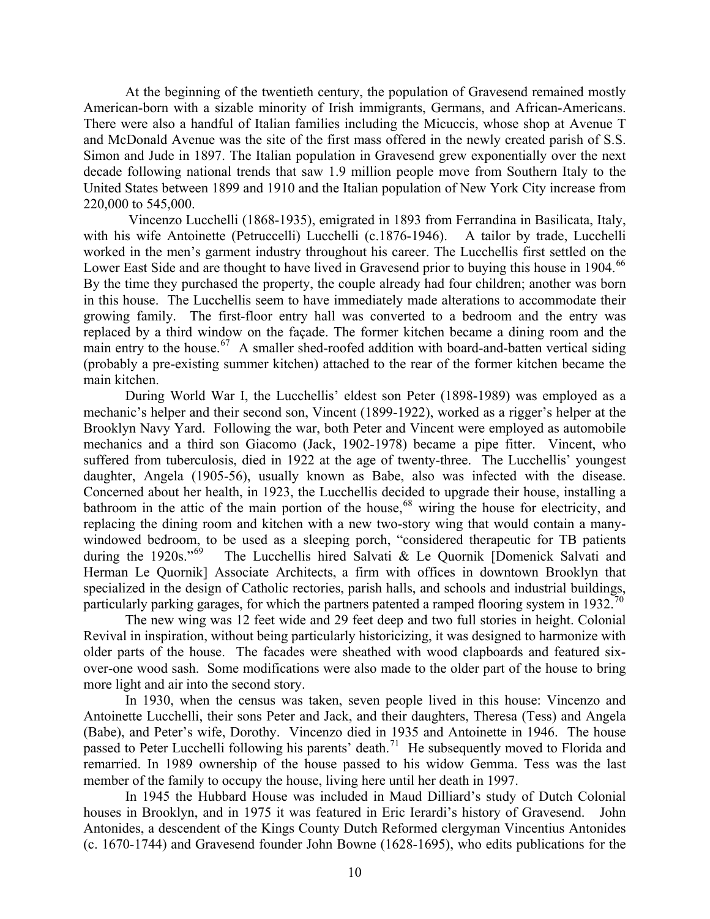At the beginning of the twentieth century, the population of Gravesend remained mostly American-born with a sizable minority of Irish immigrants, Germans, and African-Americans. There were also a handful of Italian families including the Micuccis, whose shop at Avenue T and McDonald Avenue was the site of the first mass offered in the newly created parish of S.S. Simon and Jude in 1897. The Italian population in Gravesend grew exponentially over the next decade following national trends that saw 1.9 million people move from Southern Italy to the United States between 1899 and 1910 and the Italian population of New York City increase from 220,000 to 545,000.

Vincenzo Lucchelli (1868-1935), emigrated in 1893 from Ferrandina in Basilicata, Italy, with his wife Antoinette (Petruccelli) Lucchelli (c.1876-1946). A tailor by trade, Lucchelli worked in the men's garment industry throughout his career. The Lucchellis first settled on the Lower East Side and are thought to have lived in Gravesend prior to buying this house in 1904.[66] By the time they purchased the property, the couple already had four children; another was born in this house. The Lucchellis seem to have immediately made alterations to accommodate their growing family. The first-floor entry hall was converted to a bedroom and the entry was replaced by a third window on the façade. The former kitchen became a dining room and the main entry to the house.[67] A smaller shed-roofed addition with board-and-batten vertical siding (probably a pre-existing summer kitchen) attached to the rear of the former kitchen became the main kitchen.

During World War I, the Lucchellis' eldest son Peter (1898-1989) was employed as a mechanic's helper and their second son, Vincent (1899-1922), worked as a rigger's helper at the Brooklyn Navy Yard. Following the war, both Peter and Vincent were employed as automobile mechanics and a third son Giacomo (Jack, 1902-1978) became a pipe fitter. Vincent, who suffered from tuberculosis, died in 1922 at the age of twenty-three. The Lucchellis' youngest daughter, Angela (1905-56), usually known as Babe, also was infected with the disease. Concerned about her health, in 1923, the Lucchellis decided to upgrade their house, installing a bathroom in the attic of the main portion of the house,[68] wiring the house for electricity, and replacing the dining room and kitchen with a new two-story wing that would contain a many-windowed bedroom, to be used as a sleeping porch, "considered therapeutic for TB patients during the 1920s."[69] The Lucchellis hired Salvati & Le Quornik [Domenick Salvati and Herman Le Quornik] Associate Architects, a firm with offices in downtown Brooklyn that specialized in the design of Catholic rectories, parish halls, and schools and industrial buildings, particularly parking garages, for which the partners patented a ramped flooring system in 1932.[70]

The new wing was 12 feet wide and 29 feet deep and two full stories in height. Colonial Revival in inspiration, without being particularly historicizing, it was designed to harmonize with older parts of the house. The facades were sheathed with wood clapboards and featured six-over-one wood sash. Some modifications were also made to the older part of the house to bring more light and air into the second story.

In 1930, when the census was taken, seven people lived in this house: Vincenzo and Antoinette Lucchelli, their sons Peter and Jack, and their daughters, Theresa (Tess) and Angela (Babe), and Peter's wife, Dorothy. Vincenzo died in 1935 and Antoinette in 1946. The house passed to Peter Lucchelli following his parents' death.[71] He subsequently moved to Florida and remarried. In 1989 ownership of the house passed to his widow Gemma. Tess was the last member of the family to occupy the house, living here until her death in 1997.

In 1945 the Hubbard House was included in Maud Dilliard's study of Dutch Colonial houses in Brooklyn, and in 1975 it was featured in Eric Ierardi's history of Gravesend. John Antonides, a descendent of the Kings County Dutch Reformed clergyman Vincentius Antonides (c. 1670-1744) and Gravesend founder John Bowne (1628-1695), who edits publications for the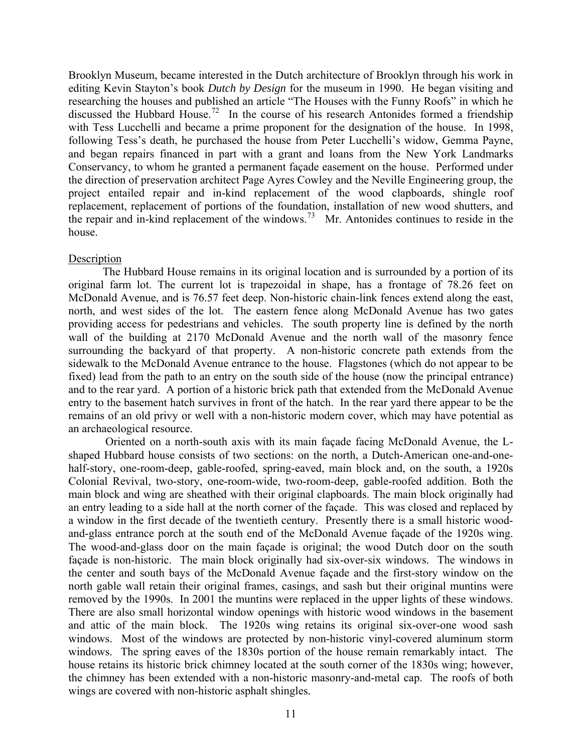Brooklyn Museum, became interested in the Dutch architecture of Brooklyn through his work in editing Kevin Stayton's book *Dutch by Design* for the museum in 1990. He began visiting and researching the houses and published an article "The Houses with the Funny Roofs" in which he discussed the Hubbard House.[72] In the course of his research Antonides formed a friendship with Tess Lucchelli and became a prime proponent for the designation of the house. In 1998, following Tess's death, he purchased the house from Peter Lucchelli's widow, Gemma Payne, and began repairs financed in part with a grant and loans from the New York Landmarks Conservancy, to whom he granted a permanent façade easement on the house. Performed under the direction of preservation architect Page Ayres Cowley and the Neville Engineering group, the project entailed repair and in-kind replacement of the wood clapboards, shingle roof replacement, replacement of portions of the foundation, installation of new wood shutters, and the repair and in-kind replacement of the windows.[73] Mr. Antonides continues to reside in the house.

## Description

The Hubbard House remains in its original location and is surrounded by a portion of its original farm lot. The current lot is trapezoidal in shape, has a frontage of 78.26 feet on McDonald Avenue, and is 76.57 feet deep. Non-historic chain-link fences extend along the east, north, and west sides of the lot. The eastern fence along McDonald Avenue has two gates providing access for pedestrians and vehicles. The south property line is defined by the north wall of the building at 2170 McDonald Avenue and the north wall of the masonry fence surrounding the backyard of that property. A non-historic concrete path extends from the sidewalk to the McDonald Avenue entrance to the house. Flagstones (which do not appear to be fixed) lead from the path to an entry on the south side of the house (now the principal entrance) and to the rear yard. A portion of a historic brick path that extended from the McDonald Avenue entry to the basement hatch survives in front of the hatch. In the rear yard there appear to be the remains of an old privy or well with a non-historic modern cover, which may have potential as an archaeological resource.

Oriented on a north-south axis with its main façade facing McDonald Avenue, the L-shaped Hubbard house consists of two sections: on the north, a Dutch-American one-and-one-half-story, one-room-deep, gable-roofed, spring-eaved, main block and, on the south, a 1920s Colonial Revival, two-story, one-room-wide, two-room-deep, gable-roofed addition. Both the main block and wing are sheathed with their original clapboards. The main block originally had an entry leading to a side hall at the north corner of the façade. This was closed and replaced by a window in the first decade of the twentieth century. Presently there is a small historic wood-and-glass entrance porch at the south end of the McDonald Avenue façade of the 1920s wing. The wood-and-glass door on the main façade is original; the wood Dutch door on the south façade is non-historic. The main block originally had six-over-six windows. The windows in the center and south bays of the McDonald Avenue façade and the first-story window on the north gable wall retain their original frames, casings, and sash but their original muntins were removed by the 1990s. In 2001 the muntins were replaced in the upper lights of these windows. There are also small horizontal window openings with historic wood windows in the basement and attic of the main block. The 1920s wing retains its original six-over-one wood sash windows. Most of the windows are protected by non-historic vinyl-covered aluminum storm windows. The spring eaves of the 1830s portion of the house remain remarkably intact. The house retains its historic brick chimney located at the south corner of the 1830s wing; however, the chimney has been extended with a non-historic masonry-and-metal cap. The roofs of both wings are covered with non-historic asphalt shingles.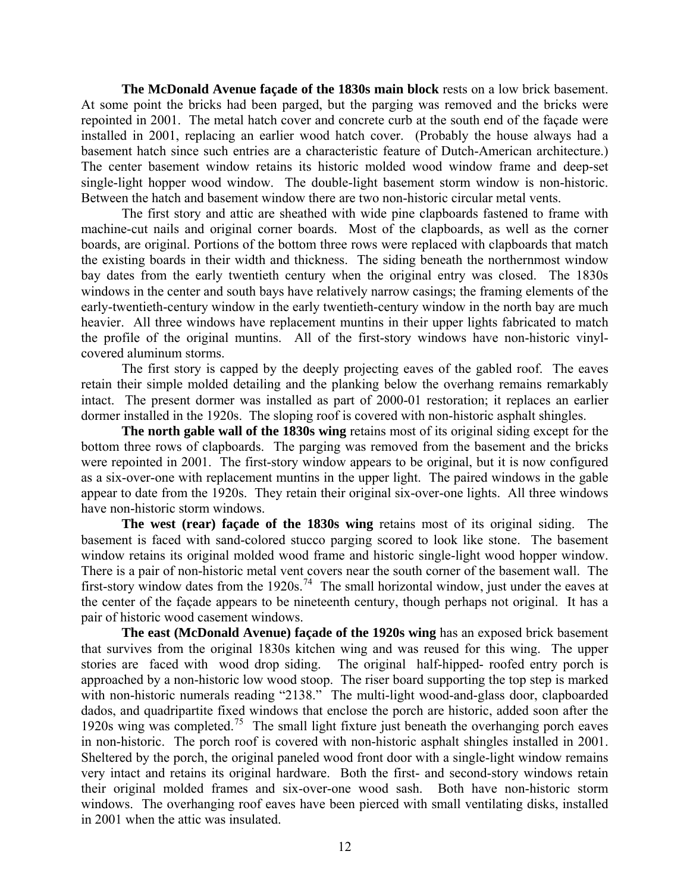**The McDonald Avenue façade of the 1830s main block** rests on a low brick basement. At some point the bricks had been parged, but the parging was removed and the bricks were repointed in 2001. The metal hatch cover and concrete curb at the south end of the façade were installed in 2001, replacing an earlier wood hatch cover. (Probably the house always had a basement hatch since such entries are a characteristic feature of Dutch-American architecture.) The center basement window retains its historic molded wood window frame and deep-set single-light hopper wood window. The double-light basement storm window is non-historic. Between the hatch and basement window there are two non-historic circular metal vents.

The first story and attic are sheathed with wide pine clapboards fastened to frame with machine-cut nails and original corner boards. Most of the clapboards, as well as the corner boards, are original. Portions of the bottom three rows were replaced with clapboards that match the existing boards in their width and thickness. The siding beneath the northernmost window bay dates from the early twentieth century when the original entry was closed. The 1830s windows in the center and south bays have relatively narrow casings; the framing elements of the early-twentieth-century window in the early twentieth-century window in the north bay are much heavier. All three windows have replacement muntins in their upper lights fabricated to match the profile of the original muntins. All of the first-story windows have non-historic vinyl-covered aluminum storms.

The first story is capped by the deeply projecting eaves of the gabled roof. The eaves retain their simple molded detailing and the planking below the overhang remains remarkably intact. The present dormer was installed as part of 2000-01 restoration; it replaces an earlier dormer installed in the 1920s. The sloping roof is covered with non-historic asphalt shingles.

**The north gable wall of the 1830s wing** retains most of its original siding except for the bottom three rows of clapboards. The parging was removed from the basement and the bricks were repointed in 2001. The first-story window appears to be original, but it is now configured as a six-over-one with replacement muntins in the upper light. The paired windows in the gable appear to date from the 1920s. They retain their original six-over-one lights. All three windows have non-historic storm windows.

**The west (rear) façade of the 1830s wing** retains most of its original siding. The basement is faced with sand-colored stucco parging scored to look like stone. The basement window retains its original molded wood frame and historic single-light wood hopper window. There is a pair of non-historic metal vent covers near the south corner of the basement wall. The first-story window dates from the 1920s.[74] The small horizontal window, just under the eaves at the center of the façade appears to be nineteenth century, though perhaps not original. It has a pair of historic wood casement windows.

**The east (McDonald Avenue) façade of the 1920s wing** has an exposed brick basement that survives from the original 1830s kitchen wing and was reused for this wing. The upper stories are faced with wood drop siding. The original half-hipped- roofed entry porch is approached by a non-historic low wood stoop. The riser board supporting the top step is marked with non-historic numerals reading "2138." The multi-light wood-and-glass door, clapboarded dados, and quadripartite fixed windows that enclose the porch are historic, added soon after the 1920s wing was completed.[75] The small light fixture just beneath the overhanging porch eaves in non-historic. The porch roof is covered with non-historic asphalt shingles installed in 2001. Sheltered by the porch, the original paneled wood front door with a single-light window remains very intact and retains its original hardware. Both the first- and second-story windows retain their original molded frames and six-over-one wood sash. Both have non-historic storm windows. The overhanging roof eaves have been pierced with small ventilating disks, installed in 2001 when the attic was insulated.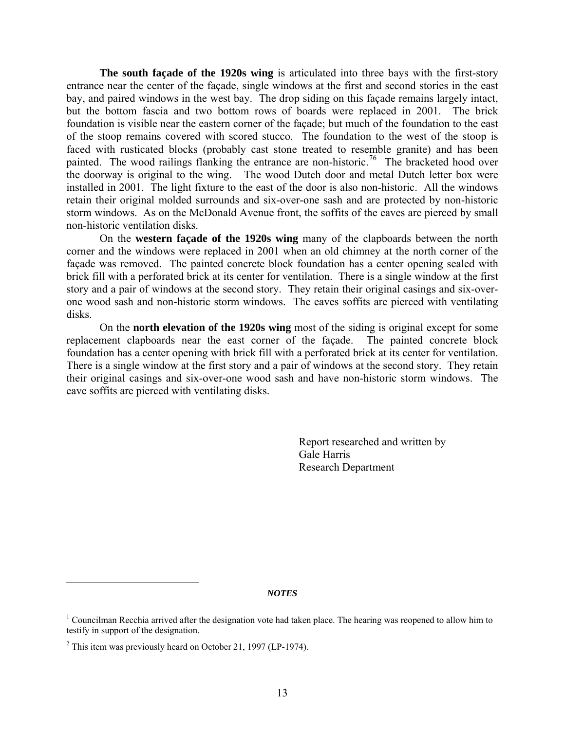**The south façade of the 1920s wing** is articulated into three bays with the first-story entrance near the center of the façade, single windows at the first and second stories in the east bay, and paired windows in the west bay. The drop siding on this façade remains largely intact, but the bottom fascia and two bottom rows of boards were replaced in 2001. The brick foundation is visible near the eastern corner of the façade; but much of the foundation to the east of the stoop remains covered with scored stucco. The foundation to the west of the stoop is faced with rusticated blocks (probably cast stone treated to resemble granite) and has been painted. The wood railings flanking the entrance are non-historic.[76] The bracketed hood over the doorway is original to the wing. The wood Dutch door and metal Dutch letter box were installed in 2001. The light fixture to the east of the door is also non-historic. All the windows retain their original molded surrounds and six-over-one sash and are protected by non-historic storm windows. As on the McDonald Avenue front, the soffits of the eaves are pierced by small non-historic ventilation disks.

On the **western façade of the 1920s wing** many of the clapboards between the north corner and the windows were replaced in 2001 when an old chimney at the north corner of the façade was removed. The painted concrete block foundation has a center opening sealed with brick fill with a perforated brick at its center for ventilation. There is a single window at the first story and a pair of windows at the second story. They retain their original casings and six-over-one wood sash and non-historic storm windows. The eaves soffits are pierced with ventilating disks.

On the **north elevation of the 1920s wing** most of the siding is original except for some replacement clapboards near the east corner of the façade. The painted concrete block foundation has a center opening with brick fill with a perforated brick at its center for ventilation. There is a single window at the first story and a pair of windows at the second story. They retain their original casings and six-over-one wood sash and have non-historic storm windows. The eave soffits are pierced with ventilating disks.

Report researched and written by
Gale Harris
Research Department

***NOTES***

[1] Councilman Recchia arrived after the designation vote had taken place. The hearing was reopened to allow him to testify in support of the designation.

[2] This item was previously heard on October 21, 1997 (LP-1974).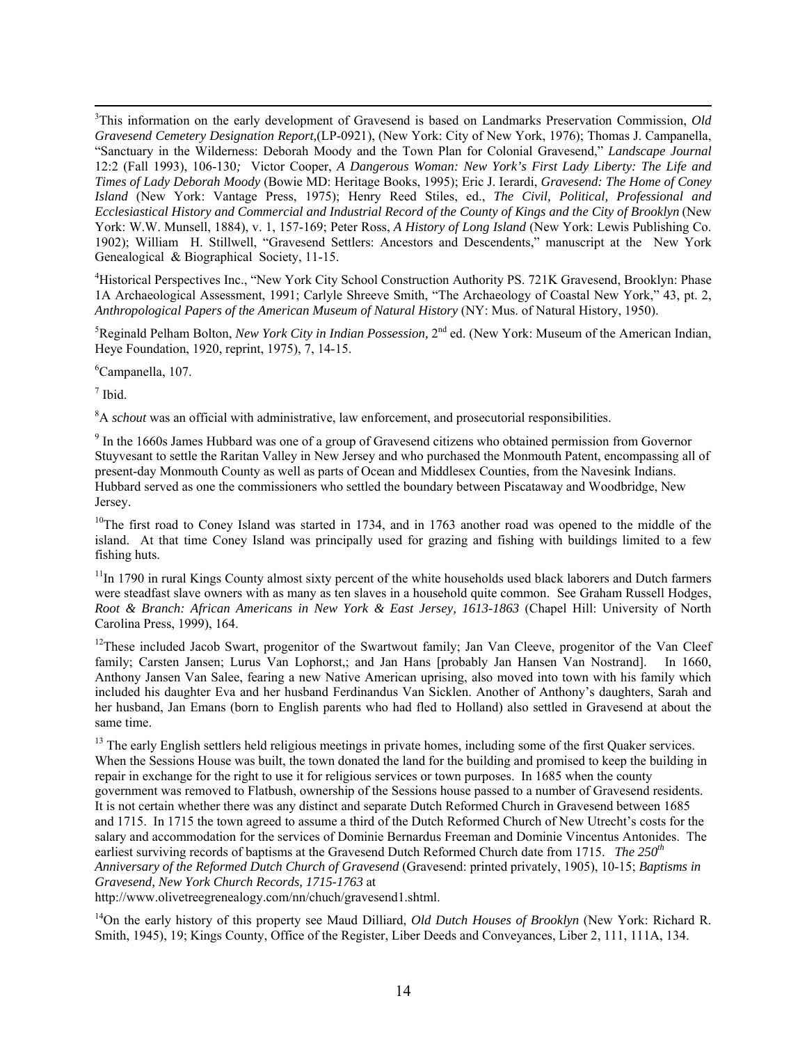[3]This information on the early development of Gravesend is based on Landmarks Preservation Commission, *Old Gravesend Cemetery Designation Report,*(LP-0921), (New York: City of New York, 1976); Thomas J. Campanella, "Sanctuary in the Wilderness: Deborah Moody and the Town Plan for Colonial Gravesend," *Landscape Journal* 12:2 (Fall 1993), 106-130*;* Victor Cooper, *A Dangerous Woman: New York's First Lady Liberty: The Life and Times of Lady Deborah Moody* (Bowie MD: Heritage Books, 1995); Eric J. Ierardi, *Gravesend: The Home of Coney Island* (New York: Vantage Press, 1975); Henry Reed Stiles, ed., *The Civil, Political, Professional and Ecclesiastical History and Commercial and Industrial Record of the County of Kings and the City of Brooklyn* (New York: W.W. Munsell, 1884), v. 1, 157-169; Peter Ross, *A History of Long Island* (New York: Lewis Publishing Co. 1902); William H. Stillwell, "Gravesend Settlers: Ancestors and Descendents," manuscript at the New York Genealogical & Biographical Society, 11-15.

[4]Historical Perspectives Inc., "New York City School Construction Authority PS. 721K Gravesend, Brooklyn: Phase 1A Archaeological Assessment, 1991; Carlyle Shreeve Smith, "The Archaeology of Coastal New York," 43, pt. 2, *Anthropological Papers of the American Museum of Natural History* (NY: Mus. of Natural History, 1950).

[5]Reginald Pelham Bolton, *New York City in Indian Possession,* 2nd ed. (New York: Museum of the American Indian, Heye Foundation, 1920, reprint, 1975), 7, 14-15.

[6]Campanella, 107.

[7] Ibid.

[8]A *schout* was an official with administrative, law enforcement, and prosecutorial responsibilities.

[9] In the 1660s James Hubbard was one of a group of Gravesend citizens who obtained permission from Governor Stuyvesant to settle the Raritan Valley in New Jersey and who purchased the Monmouth Patent, encompassing all of present-day Monmouth County as well as parts of Ocean and Middlesex Counties, from the Navesink Indians. Hubbard served as one the commissioners who settled the boundary between Piscataway and Woodbridge, New Jersey.

[10]The first road to Coney Island was started in 1734, and in 1763 another road was opened to the middle of the island. At that time Coney Island was principally used for grazing and fishing with buildings limited to a few fishing huts.

[11]In 1790 in rural Kings County almost sixty percent of the white households used black laborers and Dutch farmers were steadfast slave owners with as many as ten slaves in a household quite common. See Graham Russell Hodges, *Root & Branch: African Americans in New York & East Jersey, 1613-1863* (Chapel Hill: University of North Carolina Press, 1999), 164.

[12]These included Jacob Swart, progenitor of the Swartwout family; Jan Van Cleeve, progenitor of the Van Cleef family; Carsten Jansen; Lurus Van Lophorst,; and Jan Hans [probably Jan Hansen Van Nostrand]. In 1660, Anthony Jansen Van Salee, fearing a new Native American uprising, also moved into town with his family which included his daughter Eva and her husband Ferdinandus Van Sicklen. Another of Anthony's daughters, Sarah and her husband, Jan Emans (born to English parents who had fled to Holland) also settled in Gravesend at about the same time.

[13] The early English settlers held religious meetings in private homes, including some of the first Quaker services. When the Sessions House was built, the town donated the land for the building and promised to keep the building in repair in exchange for the right to use it for religious services or town purposes. In 1685 when the county government was removed to Flatbush, ownership of the Sessions house passed to a number of Gravesend residents. It is not certain whether there was any distinct and separate Dutch Reformed Church in Gravesend between 1685 and 1715. In 1715 the town agreed to assume a third of the Dutch Reformed Church of New Utrecht's costs for the salary and accommodation for the services of Dominie Bernardus Freeman and Dominie Vincentus Antonides. The earliest surviving records of baptisms at the Gravesend Dutch Reformed Church date from 1715. *The 250th Anniversary of the Reformed Dutch Church of Gravesend* (Gravesend: printed privately, 1905), 10-15; *Baptisms in Gravesend, New York Church Records, 1715-1763* at http://www.olivetreegrenealogy.com/nn/chuch/gravesend1.shtml.

[14]On the early history of this property see Maud Dilliard, *Old Dutch Houses of Brooklyn* (New York: Richard R. Smith, 1945), 19; Kings County, Office of the Register, Liber Deeds and Conveyances, Liber 2, 111, 111A, 134.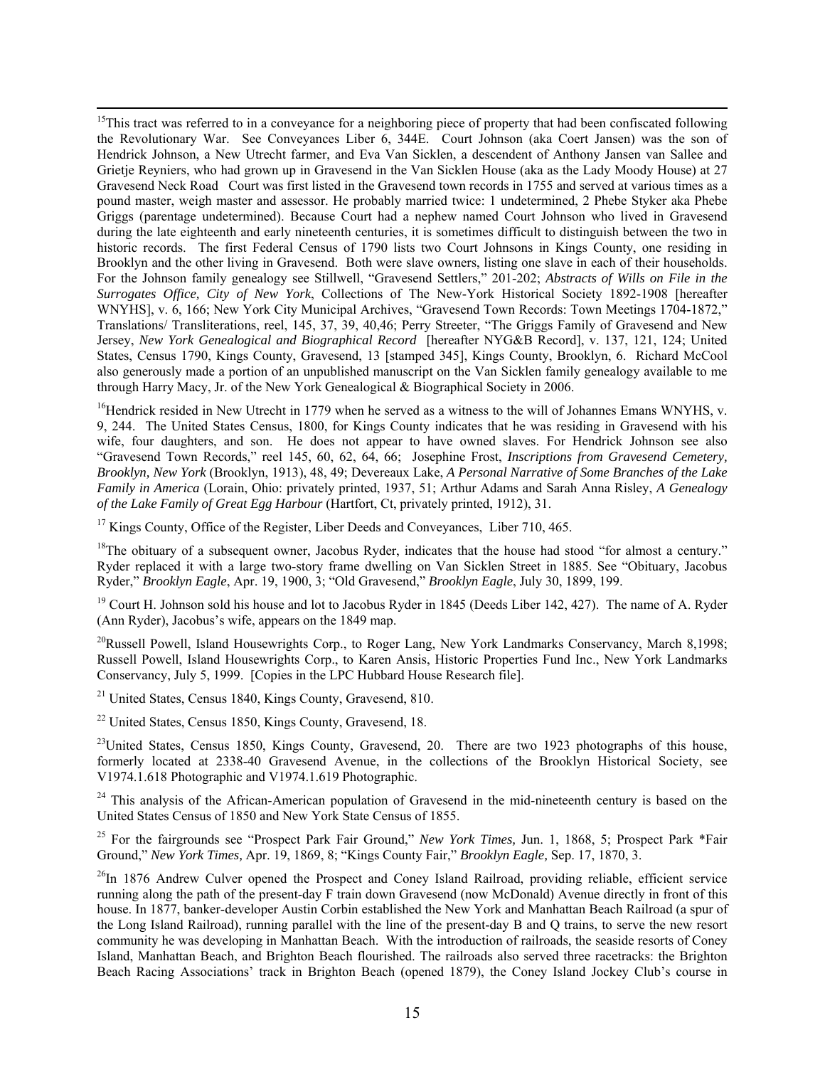[15]This tract was referred to in a conveyance for a neighboring piece of property that had been confiscated following the Revolutionary War. See Conveyances Liber 6, 344E. Court Johnson (aka Coert Jansen) was the son of Hendrick Johnson, a New Utrecht farmer, and Eva Van Sicklen, a descendent of Anthony Jansen van Sallee and Grietje Reyniers, who had grown up in Gravesend in the Van Sicklen House (aka as the Lady Moody House) at 27 Gravesend Neck Road Court was first listed in the Gravesend town records in 1755 and served at various times as a pound master, weigh master and assessor. He probably married twice: 1 undetermined, 2 Phebe Styker aka Phebe Griggs (parentage undetermined). Because Court had a nephew named Court Johnson who lived in Gravesend during the late eighteenth and early nineteenth centuries, it is sometimes difficult to distinguish between the two in historic records. The first Federal Census of 1790 lists two Court Johnsons in Kings County, one residing in Brooklyn and the other living in Gravesend. Both were slave owners, listing one slave in each of their households. For the Johnson family genealogy see Stillwell, "Gravesend Settlers," 201-202; *Abstracts of Wills on File in the Surrogates Office, City of New York*, Collections of The New-York Historical Society 1892-1908 [hereafter WNYHS], v. 6, 166; New York City Municipal Archives, "Gravesend Town Records: Town Meetings 1704-1872," Translations/ Transliterations, reel, 145, 37, 39, 40,46; Perry Streeter, "The Griggs Family of Gravesend and New Jersey, *New York Genealogical and Biographical Record* [hereafter NYG&B Record], v. 137, 121, 124; United States, Census 1790, Kings County, Gravesend, 13 [stamped 345], Kings County, Brooklyn, 6. Richard McCool also generously made a portion of an unpublished manuscript on the Van Sicklen family genealogy available to me through Harry Macy, Jr. of the New York Genealogical & Biographical Society in 2006.

[16]Hendrick resided in New Utrecht in 1779 when he served as a witness to the will of Johannes Emans WNYHS, v. 9, 244. The United States Census, 1800, for Kings County indicates that he was residing in Gravesend with his wife, four daughters, and son. He does not appear to have owned slaves. For Hendrick Johnson see also "Gravesend Town Records," reel 145, 60, 62, 64, 66; Josephine Frost, *Inscriptions from Gravesend Cemetery, Brooklyn, New York* (Brooklyn, 1913), 48, 49; Devereaux Lake, *A Personal Narrative of Some Branches of the Lake Family in America* (Lorain, Ohio: privately printed, 1937, 51; Arthur Adams and Sarah Anna Risley, *A Genealogy of the Lake Family of Great Egg Harbour* (Hartfort, Ct, privately printed, 1912), 31.

[17] Kings County, Office of the Register, Liber Deeds and Conveyances, Liber 710, 465.

[18]The obituary of a subsequent owner, Jacobus Ryder, indicates that the house had stood "for almost a century." Ryder replaced it with a large two-story frame dwelling on Van Sicklen Street in 1885. See "Obituary, Jacobus Ryder," *Brooklyn Eagle*, Apr. 19, 1900, 3; "Old Gravesend," *Brooklyn Eagle*, July 30, 1899, 199.

[19] Court H. Johnson sold his house and lot to Jacobus Ryder in 1845 (Deeds Liber 142, 427). The name of A. Ryder (Ann Ryder), Jacobus's wife, appears on the 1849 map.

[20]Russell Powell, Island Housewrights Corp., to Roger Lang, New York Landmarks Conservancy, March 8,1998; Russell Powell, Island Housewrights Corp., to Karen Ansis, Historic Properties Fund Inc., New York Landmarks Conservancy, July 5, 1999. [Copies in the LPC Hubbard House Research file].

[21] United States, Census 1840, Kings County, Gravesend, 810.

[22] United States, Census 1850, Kings County, Gravesend, 18.

[23]United States, Census 1850, Kings County, Gravesend, 20. There are two 1923 photographs of this house, formerly located at 2338-40 Gravesend Avenue, in the collections of the Brooklyn Historical Society, see V1974.1.618 Photographic and V1974.1.619 Photographic.

[24] This analysis of the African-American population of Gravesend in the mid-nineteenth century is based on the United States Census of 1850 and New York State Census of 1855.

[25] For the fairgrounds see "Prospect Park Fair Ground," *New York Times,* Jun. 1, 1868, 5; Prospect Park *Fair Ground," *New York Times,* Apr. 19, 1869, 8; "Kings County Fair," *Brooklyn Eagle,* Sep. 17, 1870, 3.

[26]In 1876 Andrew Culver opened the Prospect and Coney Island Railroad, providing reliable, efficient service running along the path of the present-day F train down Gravesend (now McDonald) Avenue directly in front of this house. In 1877, banker-developer Austin Corbin established the New York and Manhattan Beach Railroad (a spur of the Long Island Railroad), running parallel with the line of the present-day B and Q trains, to serve the new resort community he was developing in Manhattan Beach. With the introduction of railroads, the seaside resorts of Coney Island, Manhattan Beach, and Brighton Beach flourished. The railroads also served three racetracks: the Brighton Beach Racing Associations' track in Brighton Beach (opened 1879), the Coney Island Jockey Club's course in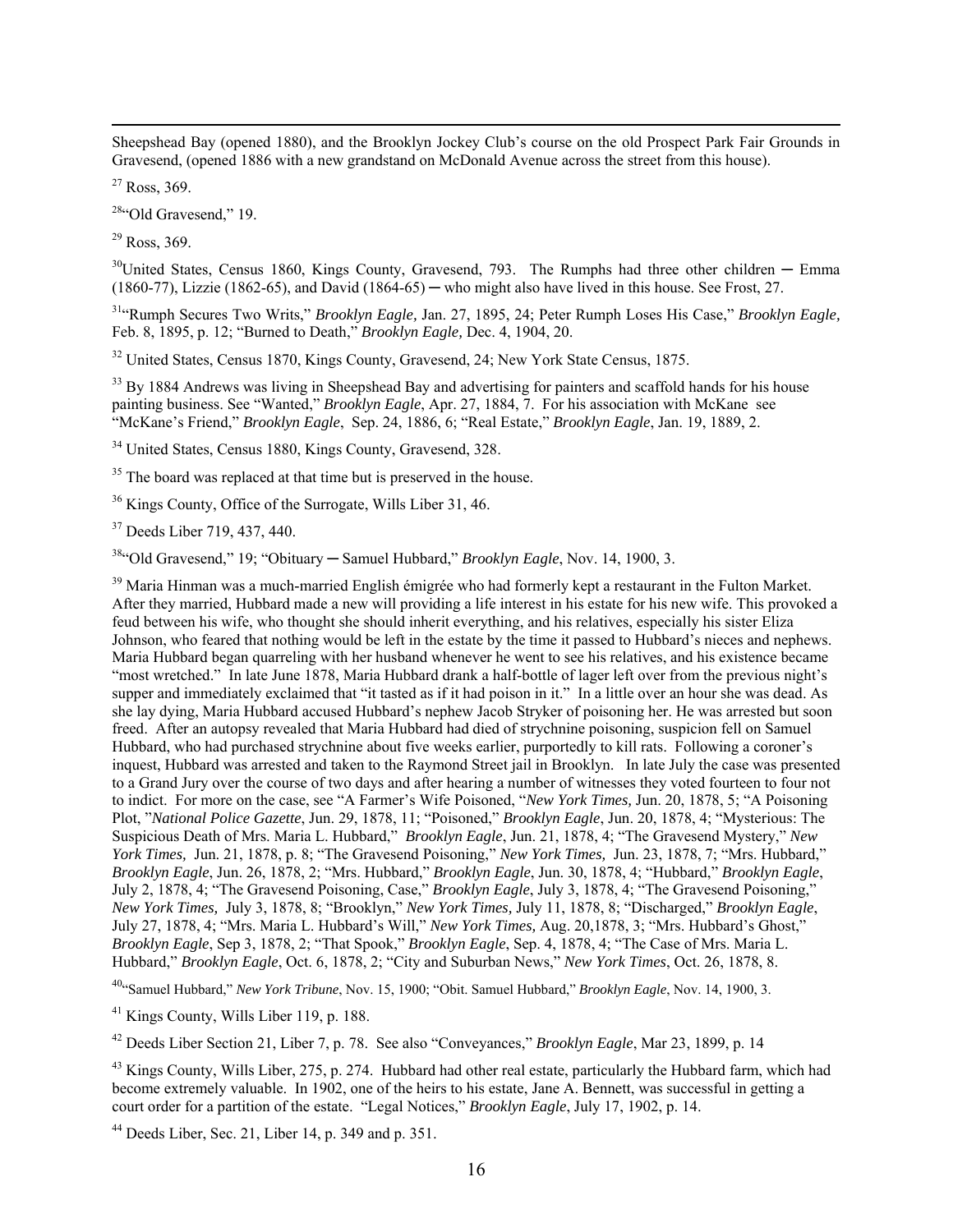Sheepshead Bay (opened 1880), and the Brooklyn Jockey Club's course on the old Prospect Park Fair Grounds in Gravesend, (opened 1886 with a new grandstand on McDonald Avenue across the street from this house).

[27] Ross, 369.

[28] "Old Gravesend," 19.

[29] Ross, 369.

[30] United States, Census 1860, Kings County, Gravesend, 793. The Rumphs had three other children ─ Emma (1860-77), Lizzie (1862-65), and David (1864-65) ─ who might also have lived in this house. See Frost, 27.

[31] "Rumph Secures Two Writs," *Brooklyn Eagle,* Jan. 27, 1895, 24; Peter Rumph Loses His Case," *Brooklyn Eagle,* Feb. 8, 1895, p. 12; "Burned to Death," *Brooklyn Eagle,* Dec. 4, 1904, 20.

[32] United States, Census 1870, Kings County, Gravesend, 24; New York State Census, 1875.

[33] By 1884 Andrews was living in Sheepshead Bay and advertising for painters and scaffold hands for his house painting business. See "Wanted," *Brooklyn Eagle*, Apr. 27, 1884, 7. For his association with McKane see "McKane's Friend," *Brooklyn Eagle*, Sep. 24, 1886, 6; "Real Estate," *Brooklyn Eagle*, Jan. 19, 1889, 2.

[34] United States, Census 1880, Kings County, Gravesend, 328.

[35] The board was replaced at that time but is preserved in the house.

[36] Kings County, Office of the Surrogate, Wills Liber 31, 46.

[37] Deeds Liber 719, 437, 440.

[38] "Old Gravesend," 19; "Obituary ─ Samuel Hubbard," *Brooklyn Eagle*, Nov. 14, 1900, 3.

[39] Maria Hinman was a much-married English émigrée who had formerly kept a restaurant in the Fulton Market. After they married, Hubbard made a new will providing a life interest in his estate for his new wife. This provoked a feud between his wife, who thought she should inherit everything, and his relatives, especially his sister Eliza Johnson, who feared that nothing would be left in the estate by the time it passed to Hubbard's nieces and nephews. Maria Hubbard began quarreling with her husband whenever he went to see his relatives, and his existence became "most wretched." In late June 1878, Maria Hubbard drank a half-bottle of lager left over from the previous night's supper and immediately exclaimed that "it tasted as if it had poison in it." In a little over an hour she was dead. As she lay dying, Maria Hubbard accused Hubbard's nephew Jacob Stryker of poisoning her. He was arrested but soon freed. After an autopsy revealed that Maria Hubbard had died of strychnine poisoning, suspicion fell on Samuel Hubbard, who had purchased strychnine about five weeks earlier, purportedly to kill rats. Following a coroner's inquest, Hubbard was arrested and taken to the Raymond Street jail in Brooklyn. In late July the case was presented to a Grand Jury over the course of two days and after hearing a number of witnesses they voted fourteen to four not to indict. For more on the case, see "A Farmer's Wife Poisoned, "*New York Times,* Jun. 20, 1878, 5; "A Poisoning Plot, "*National Police Gazette*, Jun. 29, 1878, 11; "Poisoned," *Brooklyn Eagle*, Jun. 20, 1878, 4; "Mysterious: The Suspicious Death of Mrs. Maria L. Hubbard," *Brooklyn Eagle*, Jun. 21, 1878, 4; "The Gravesend Mystery," *New York Times,* Jun. 21, 1878, p. 8; "The Gravesend Poisoning," *New York Times,* Jun. 23, 1878, 7; "Mrs. Hubbard," *Brooklyn Eagle*, Jun. 26, 1878, 2; "Mrs. Hubbard," *Brooklyn Eagle*, Jun. 30, 1878, 4; "Hubbard," *Brooklyn Eagle*, July 2, 1878, 4; "The Gravesend Poisoning, Case," *Brooklyn Eagle*, July 3, 1878, 4; "The Gravesend Poisoning," *New York Times,* July 3, 1878, 8; "Brooklyn," *New York Times,* July 11, 1878, 8; "Discharged," *Brooklyn Eagle*, July 27, 1878, 4; "Mrs. Maria L. Hubbard's Will," *New York Times,* Aug. 20,1878, 3; "Mrs. Hubbard's Ghost," *Brooklyn Eagle*, Sep 3, 1878, 2; "That Spook," *Brooklyn Eagle*, Sep. 4, 1878, 4; "The Case of Mrs. Maria L. Hubbard," *Brooklyn Eagle*, Oct. 6, 1878, 2; "City and Suburban News," *New York Times*, Oct. 26, 1878, 8.

[40] "Samuel Hubbard," *New York Tribune*, Nov. 15, 1900; "Obit. Samuel Hubbard," *Brooklyn Eagle*, Nov. 14, 1900, 3.

[41] Kings County, Wills Liber 119, p. 188.

[42] Deeds Liber Section 21, Liber 7, p. 78. See also "Conveyances," *Brooklyn Eagle*, Mar 23, 1899, p. 14

[43] Kings County, Wills Liber, 275, p. 274. Hubbard had other real estate, particularly the Hubbard farm, which had become extremely valuable. In 1902, one of the heirs to his estate, Jane A. Bennett, was successful in getting a court order for a partition of the estate. "Legal Notices," *Brooklyn Eagle*, July 17, 1902, p. 14.

[44] Deeds Liber, Sec. 21, Liber 14, p. 349 and p. 351.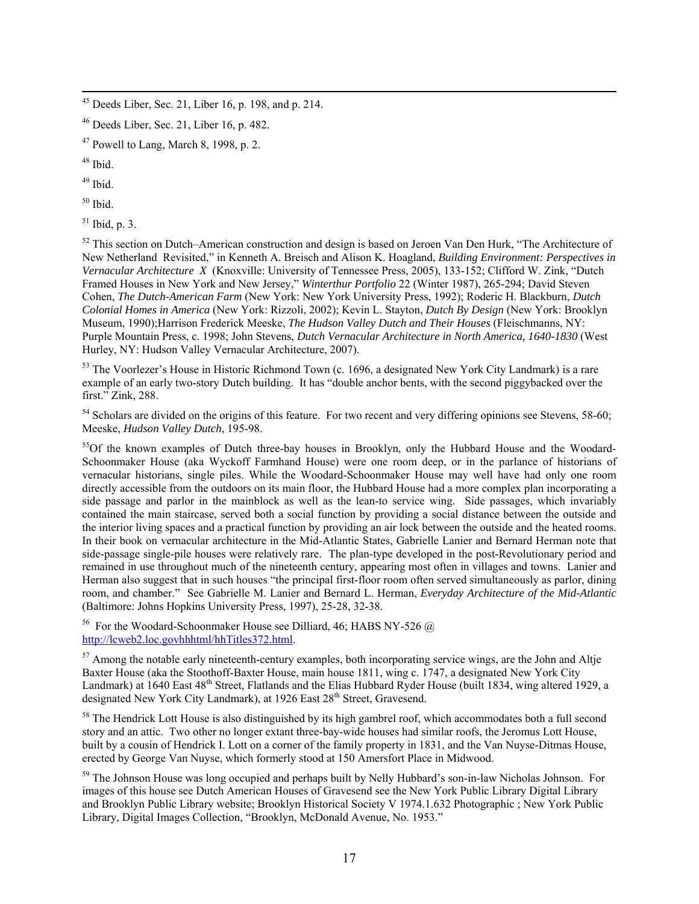[45] Deeds Liber, Sec. 21, Liber 16, p. 198, and p. 214.

[46] Deeds Liber, Sec. 21, Liber 16, p. 482.

[47] Powell to Lang, March 8, 1998, p. 2.

[48] Ibid.

[49] Ibid.

[50] Ibid.

[51] Ibid, p. 3.

[52] This section on Dutch–American construction and design is based on Jeroen Van Den Hurk, "The Architecture of New Netherland Revisited," in Kenneth A. Breisch and Alison K. Hoagland, *Building Environment: Perspectives in Vernacular Architecture X* (Knoxville: University of Tennessee Press, 2005), 133-152; Clifford W. Zink, "Dutch Framed Houses in New York and New Jersey," *Winterthur Portfolio* 22 (Winter 1987), 265-294; David Steven Cohen, *The Dutch-American Farm* (New York: New York University Press, 1992); Roderic H. Blackburn, *Dutch Colonial Homes in America* (New York: Rizzoli, 2002); Kevin L. Stayton, *Dutch By Design* (New York: Brooklyn Museum, 1990);Harrison Frederick Meeske, *The Hudson Valley Dutch and Their Houses* (Fleischmanns, NY: Purple Mountain Press, c. 1998; John Stevens, *Dutch Vernacular Architecture in North America, 1640-1830* (West Hurley, NY: Hudson Valley Vernacular Architecture, 2007).

[53] The Voorlezer's House in Historic Richmond Town (c. 1696, a designated New York City Landmark) is a rare example of an early two-story Dutch building. It has "double anchor bents, with the second piggybacked over the first." Zink, 288.

[54] Scholars are divided on the origins of this feature. For two recent and very differing opinions see Stevens, 58-60; Meeske, *Hudson Valley Dutch*, 195-98.

[55] Of the known examples of Dutch three-bay houses in Brooklyn, only the Hubbard House and the Woodard-Schoonmaker House (aka Wyckoff Farmhand House) were one room deep, or in the parlance of historians of vernacular historians, single piles. While the Woodard-Schoonmaker House may well have had only one room directly accessible from the outdoors on its main floor, the Hubbard House had a more complex plan incorporating a side passage and parlor in the mainblock as well as the lean-to service wing. Side passages, which invariably contained the main staircase, served both a social function by providing a social distance between the outside and the interior living spaces and a practical function by providing an air lock between the outside and the heated rooms. In their book on vernacular architecture in the Mid-Atlantic States, Gabrielle Lanier and Bernard Herman note that side-passage single-pile houses were relatively rare. The plan-type developed in the post-Revolutionary period and remained in use throughout much of the nineteenth century, appearing most often in villages and towns. Lanier and Herman also suggest that in such houses "the principal first-floor room often served simultaneously as parlor, dining room, and chamber." See Gabrielle M. Lanier and Bernard L. Herman, *Everyday Architecture of the Mid-Atlantic* (Baltimore: Johns Hopkins University Press, 1997), 25-28, 32-38.

[56] For the Woodard-Schoonmaker House see Dilliard, 46; HABS NY-526 @ http://lcweb2.loc.govhhhtml/hhTitles372.html.

[57] Among the notable early nineteenth-century examples, both incorporating service wings, are the John and Altje Baxter House (aka the Stoothoff-Baxter House, main house 1811, wing c. 1747, a designated New York City Landmark) at 1640 East 48th Street, Flatlands and the Elias Hubbard Ryder House (built 1834, wing altered 1929, a designated New York City Landmark), at 1926 East 28th Street, Gravesend.

[58] The Hendrick Lott House is also distinguished by its high gambrel roof, which accommodates both a full second story and an attic. Two other no longer extant three-bay-wide houses had similar roofs, the Jeromus Lott House, built by a cousin of Hendrick I. Lott on a corner of the family property in 1831, and the Van Nuyse-Ditmas House, erected by George Van Nuyse, which formerly stood at 150 Amersfort Place in Midwood.

[59] The Johnson House was long occupied and perhaps built by Nelly Hubbard's son-in-law Nicholas Johnson. For images of this house see Dutch American Houses of Gravesend see the New York Public Library Digital Library and Brooklyn Public Library website; Brooklyn Historical Society V 1974.1.632 Photographic ; New York Public Library, Digital Images Collection, "Brooklyn, McDonald Avenue, No. 1953."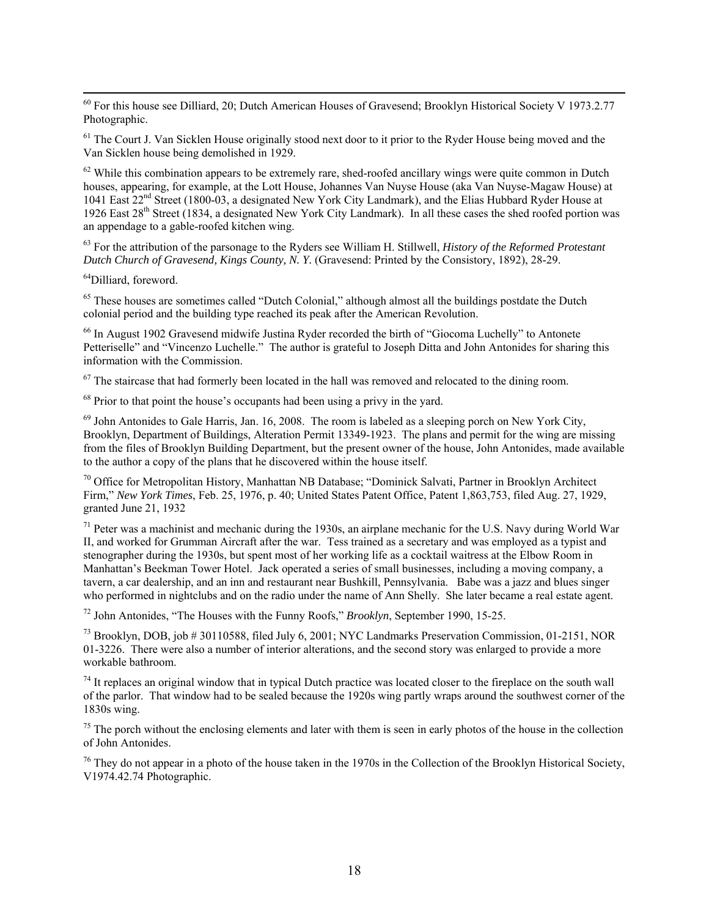[60] For this house see Dilliard, 20; Dutch American Houses of Gravesend; Brooklyn Historical Society V 1973.2.77 Photographic.

[61] The Court J. Van Sicklen House originally stood next door to it prior to the Ryder House being moved and the Van Sicklen house being demolished in 1929.

[62] While this combination appears to be extremely rare, shed-roofed ancillary wings were quite common in Dutch houses, appearing, for example, at the Lott House, Johannes Van Nuyse House (aka Van Nuyse-Magaw House) at 1041 East 22nd Street (1800-03, a designated New York City Landmark), and the Elias Hubbard Ryder House at 1926 East 28th Street (1834, a designated New York City Landmark). In all these cases the shed roofed portion was an appendage to a gable-roofed kitchen wing.

[63] For the attribution of the parsonage to the Ryders see William H. Stillwell, *History of the Reformed Protestant Dutch Church of Gravesend, Kings County, N. Y.* (Gravesend: Printed by the Consistory, 1892), 28-29.

[64] Dilliard, foreword.

[65] These houses are sometimes called "Dutch Colonial," although almost all the buildings postdate the Dutch colonial period and the building type reached its peak after the American Revolution.

[66] In August 1902 Gravesend midwife Justina Ryder recorded the birth of "Giocoma Luchelly" to Antonete Petteriselle" and "Vincenzo Luchelle." The author is grateful to Joseph Ditta and John Antonides for sharing this information with the Commission.

[67] The staircase that had formerly been located in the hall was removed and relocated to the dining room.

[68] Prior to that point the house's occupants had been using a privy in the yard.

[69] John Antonides to Gale Harris, Jan. 16, 2008. The room is labeled as a sleeping porch on New York City, Brooklyn, Department of Buildings, Alteration Permit 13349-1923. The plans and permit for the wing are missing from the files of Brooklyn Building Department, but the present owner of the house, John Antonides, made available to the author a copy of the plans that he discovered within the house itself.

[70] Office for Metropolitan History, Manhattan NB Database; "Dominick Salvati, Partner in Brooklyn Architect Firm," *New York Times*, Feb. 25, 1976, p. 40; United States Patent Office, Patent 1,863,753, filed Aug. 27, 1929, granted June 21, 1932

[71] Peter was a machinist and mechanic during the 1930s, an airplane mechanic for the U.S. Navy during World War II, and worked for Grumman Aircraft after the war. Tess trained as a secretary and was employed as a typist and stenographer during the 1930s, but spent most of her working life as a cocktail waitress at the Elbow Room in Manhattan's Beekman Tower Hotel. Jack operated a series of small businesses, including a moving company, a tavern, a car dealership, and an inn and restaurant near Bushkill, Pennsylvania. Babe was a jazz and blues singer who performed in nightclubs and on the radio under the name of Ann Shelly. She later became a real estate agent.

[72] John Antonides, "The Houses with the Funny Roofs," *Brooklyn*, September 1990, 15-25.

[73] Brooklyn, DOB, job # 30110588, filed July 6, 2001; NYC Landmarks Preservation Commission, 01-2151, NOR 01-3226. There were also a number of interior alterations, and the second story was enlarged to provide a more workable bathroom.

[74] It replaces an original window that in typical Dutch practice was located closer to the fireplace on the south wall of the parlor. That window had to be sealed because the 1920s wing partly wraps around the southwest corner of the 1830s wing.

[75] The porch without the enclosing elements and later with them is seen in early photos of the house in the collection of John Antonides.

[76] They do not appear in a photo of the house taken in the 1970s in the Collection of the Brooklyn Historical Society, V1974.42.74 Photographic.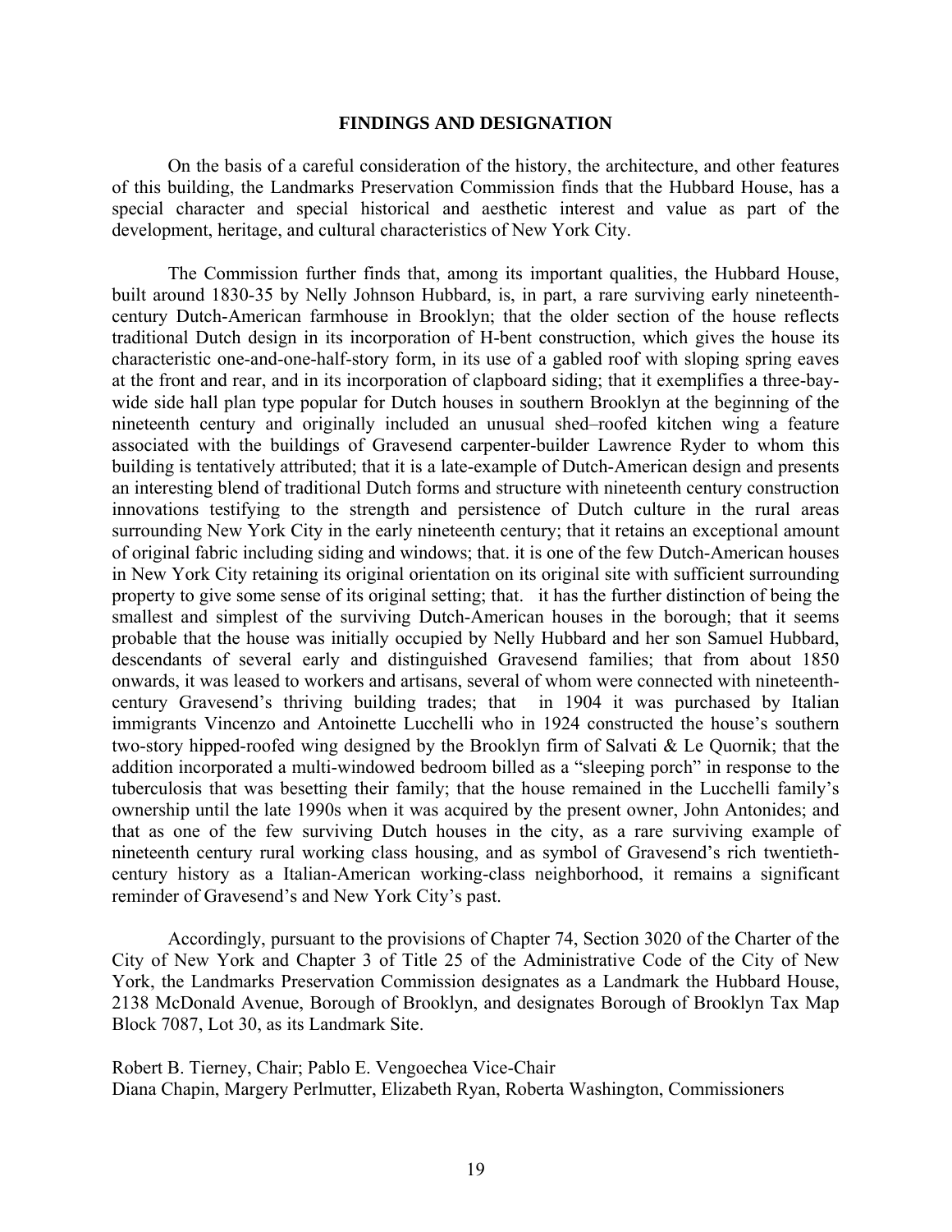## FINDINGS AND DESIGNATION

On the basis of a careful consideration of the history, the architecture, and other features of this building, the Landmarks Preservation Commission finds that the Hubbard House, has a special character and special historical and aesthetic interest and value as part of the development, heritage, and cultural characteristics of New York City.

The Commission further finds that, among its important qualities, the Hubbard House, built around 1830-35 by Nelly Johnson Hubbard, is, in part, a rare surviving early nineteenth-century Dutch-American farmhouse in Brooklyn; that the older section of the house reflects traditional Dutch design in its incorporation of H-bent construction, which gives the house its characteristic one-and-one-half-story form, in its use of a gabled roof with sloping spring eaves at the front and rear, and in its incorporation of clapboard siding; that it exemplifies a three-bay-wide side hall plan type popular for Dutch houses in southern Brooklyn at the beginning of the nineteenth century and originally included an unusual shed–roofed kitchen wing a feature associated with the buildings of Gravesend carpenter-builder Lawrence Ryder to whom this building is tentatively attributed; that it is a late-example of Dutch-American design and presents an interesting blend of traditional Dutch forms and structure with nineteenth century construction innovations testifying to the strength and persistence of Dutch culture in the rural areas surrounding New York City in the early nineteenth century; that it retains an exceptional amount of original fabric including siding and windows; that. it is one of the few Dutch-American houses in New York City retaining its original orientation on its original site with sufficient surrounding property to give some sense of its original setting; that. it has the further distinction of being the smallest and simplest of the surviving Dutch-American houses in the borough; that it seems probable that the house was initially occupied by Nelly Hubbard and her son Samuel Hubbard, descendants of several early and distinguished Gravesend families; that from about 1850 onwards, it was leased to workers and artisans, several of whom were connected with nineteenth-century Gravesend's thriving building trades; that in 1904 it was purchased by Italian immigrants Vincenzo and Antoinette Lucchelli who in 1924 constructed the house's southern two-story hipped-roofed wing designed by the Brooklyn firm of Salvati & Le Quornik; that the addition incorporated a multi-windowed bedroom billed as a "sleeping porch" in response to the tuberculosis that was besetting their family; that the house remained in the Lucchelli family's ownership until the late 1990s when it was acquired by the present owner, John Antonides; and that as one of the few surviving Dutch houses in the city, as a rare surviving example of nineteenth century rural working class housing, and as symbol of Gravesend's rich twentieth-century history as a Italian-American working-class neighborhood, it remains a significant reminder of Gravesend's and New York City's past.

Accordingly, pursuant to the provisions of Chapter 74, Section 3020 of the Charter of the City of New York and Chapter 3 of Title 25 of the Administrative Code of the City of New York, the Landmarks Preservation Commission designates as a Landmark the Hubbard House, 2138 McDonald Avenue, Borough of Brooklyn, and designates Borough of Brooklyn Tax Map Block 7087, Lot 30, as its Landmark Site.

Robert B. Tierney, Chair; Pablo E. Vengoechea Vice-Chair
Diana Chapin, Margery Perlmutter, Elizabeth Ryan, Roberta Washington, Commissioners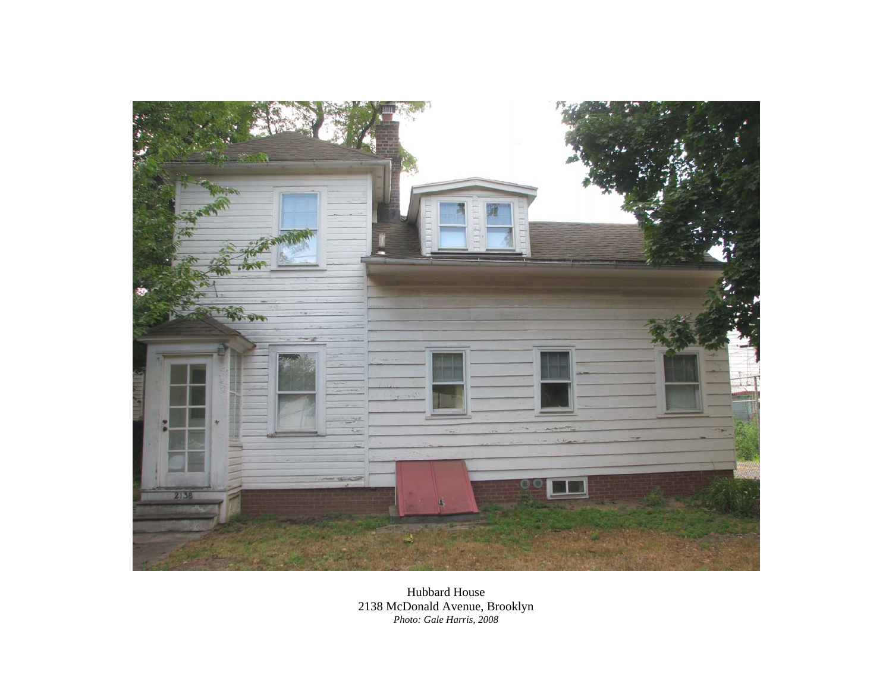Hubbard House
2138 McDonald Avenue, Brooklyn
*Photo: Gale Harris, 2008*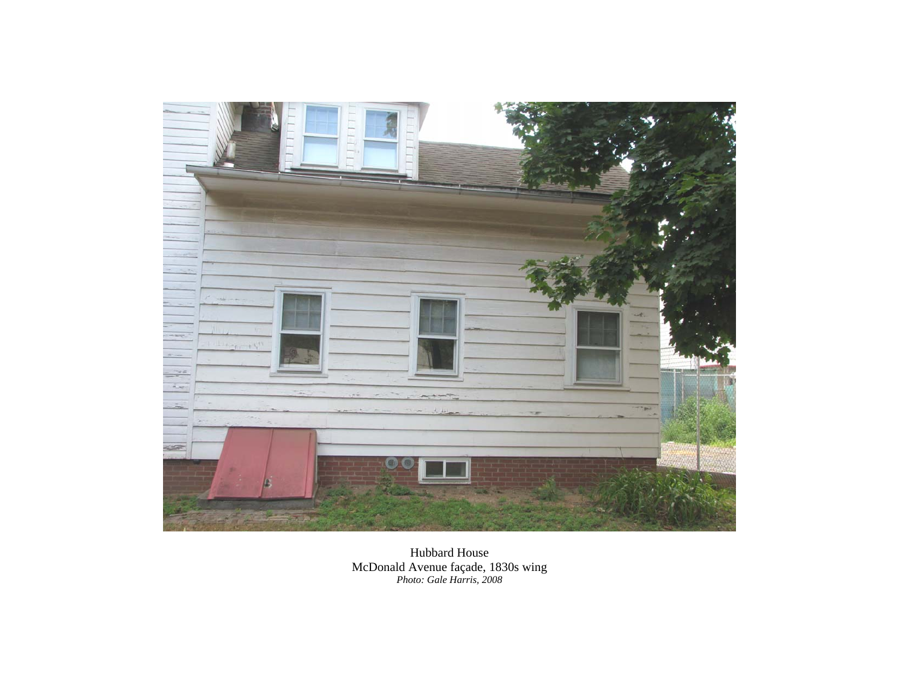Hubbard House
McDonald Avenue façade, 1830s wing
*Photo: Gale Harris, 2008*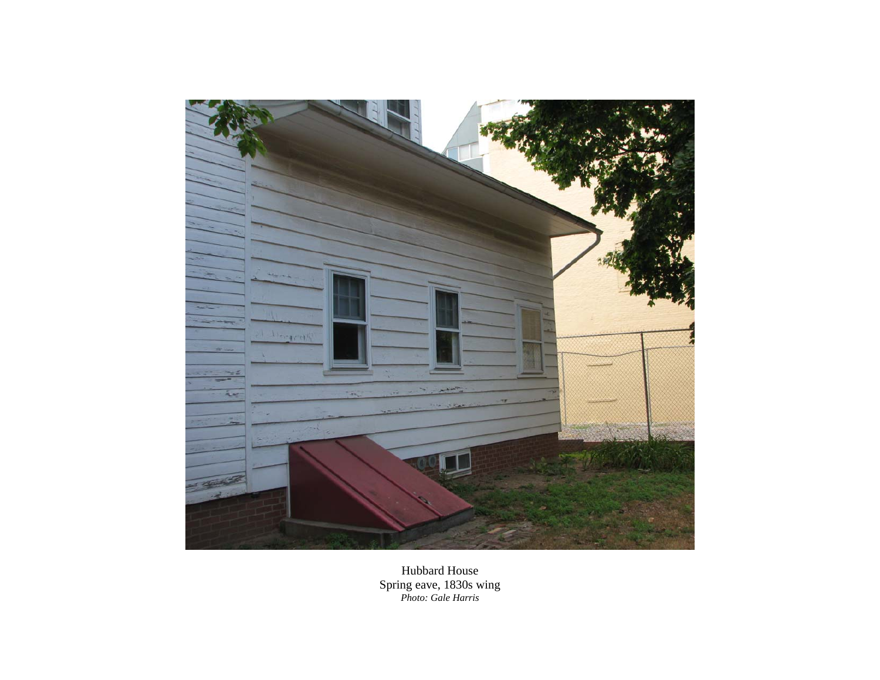Hubbard House
Spring eave, 1830s wing
*Photo: Gale Harris*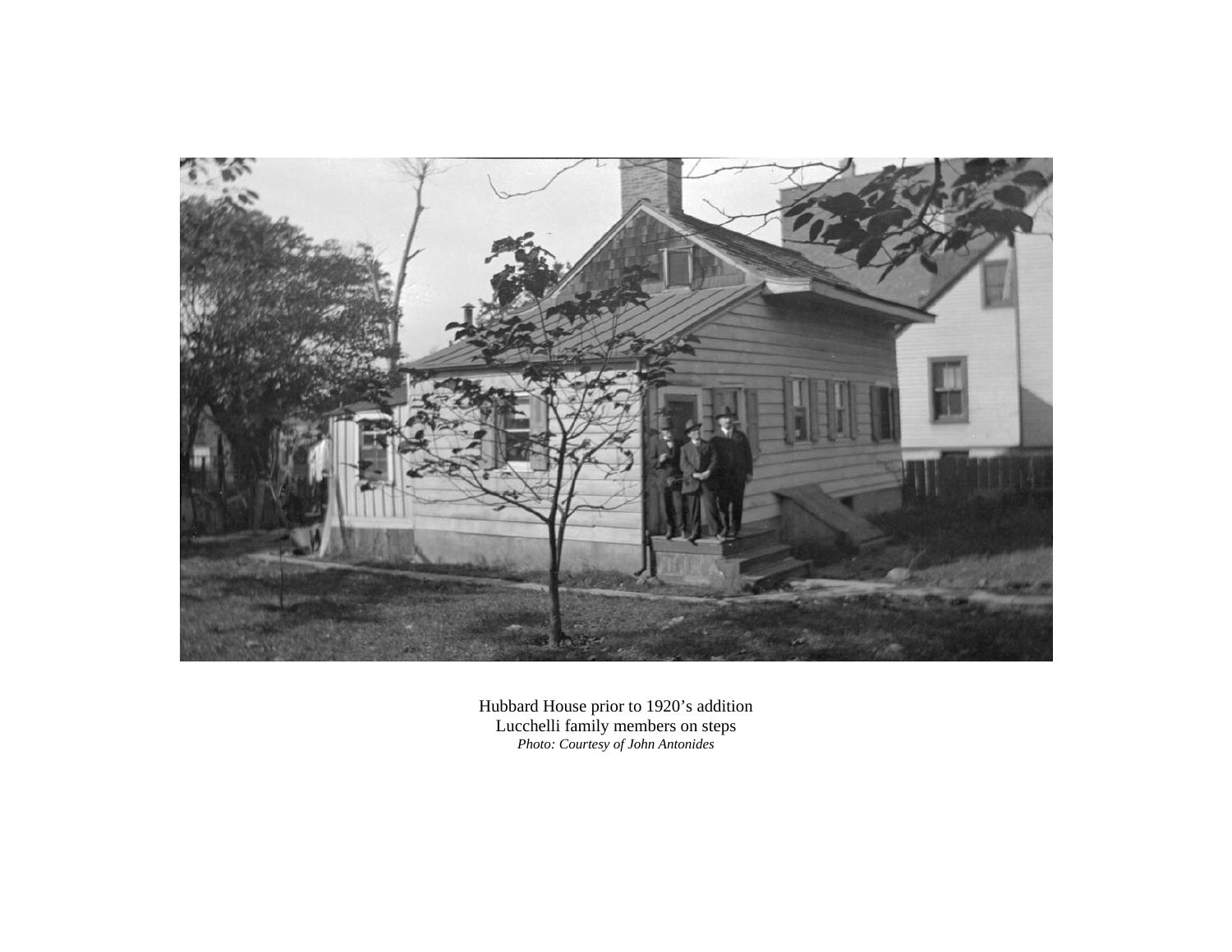Hubbard House prior to 1920's addition
Lucchelli family members on steps
*Photo: Courtesy of John Antonides*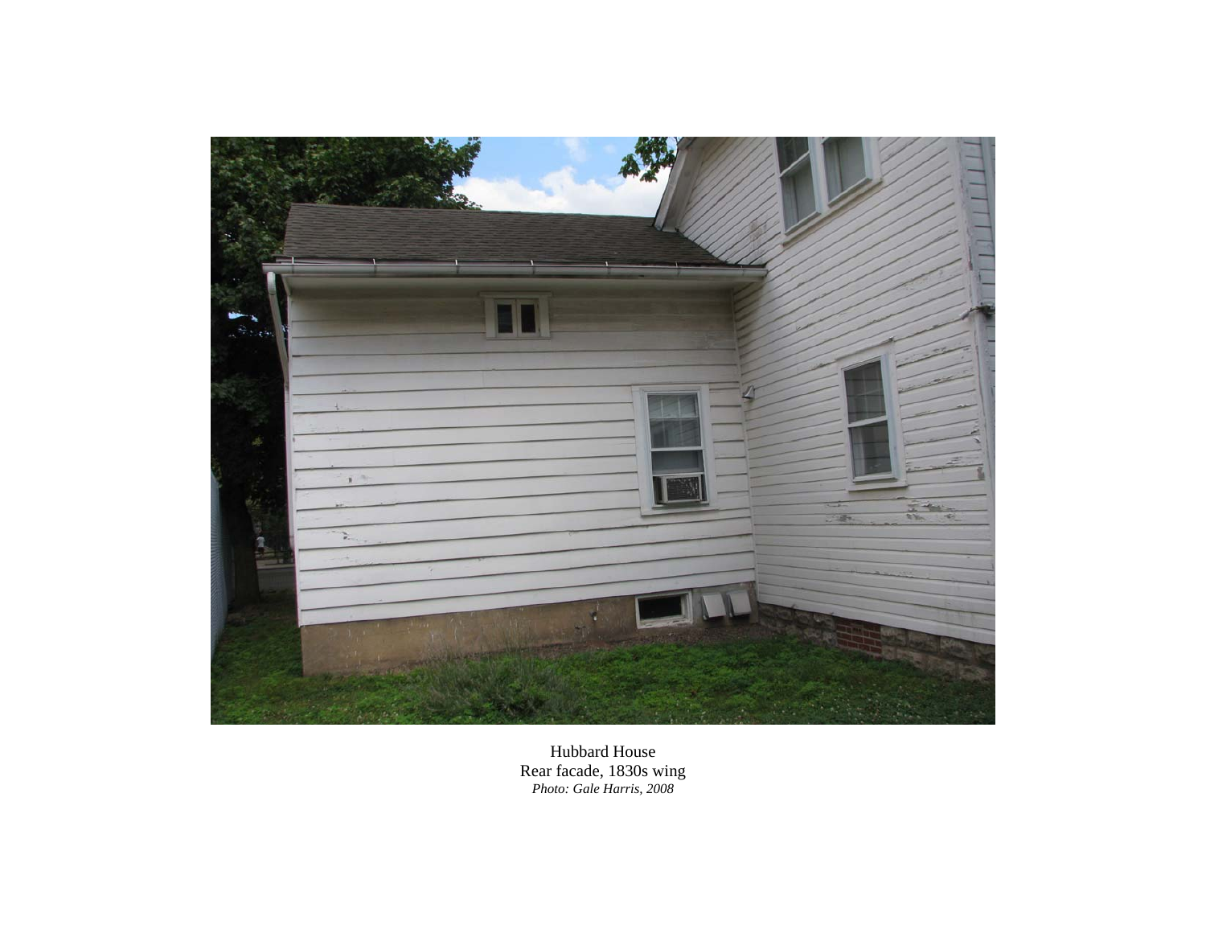Hubbard House
Rear facade, 1830s wing
*Photo: Gale Harris, 2008*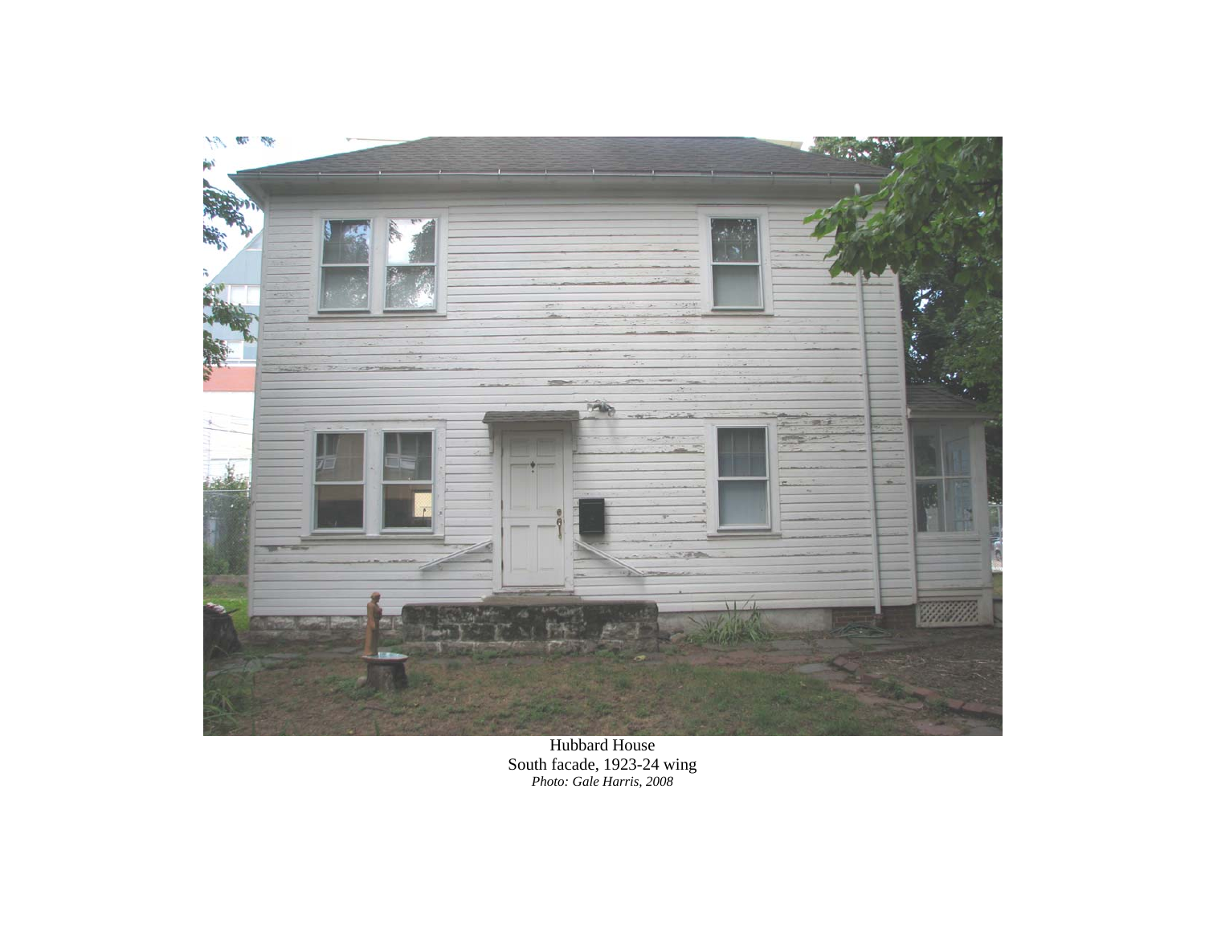Hubbard House
South facade, 1923-24 wing
*Photo: Gale Harris, 2008*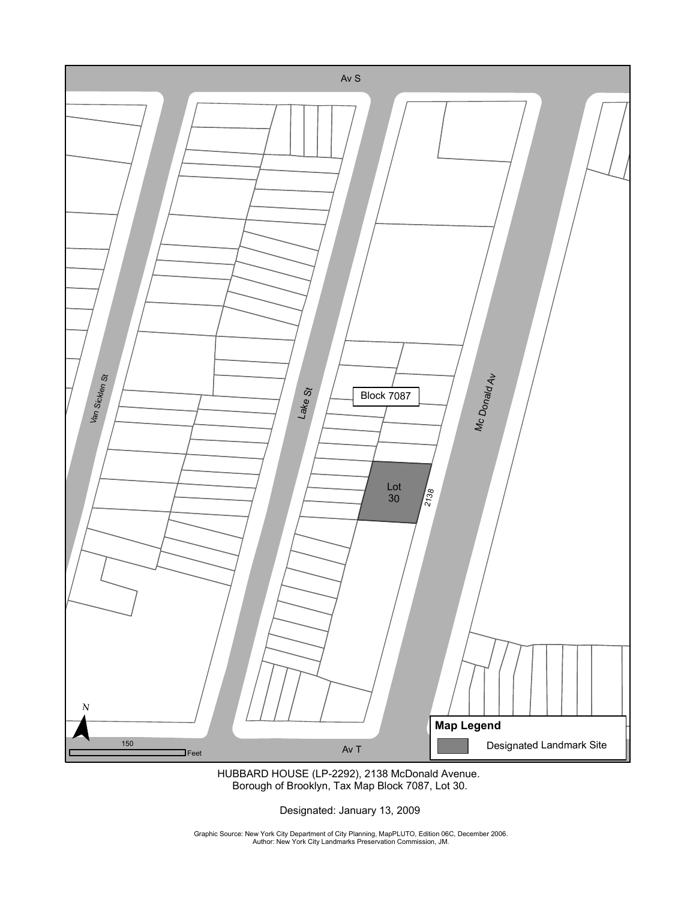Av S

Van Sicklen St

Lake St

Block 7087

Mc Donald Av

Lot 30

2138

N

150

Feet

Av T

**Map Legend**

Designated Landmark Site

HUBBARD HOUSE (LP-2292), 2138 McDonald Avenue.
Borough of Brooklyn, Tax Map Block 7087, Lot 30.

Designated: January 13, 2009

Graphic Source: New York City Department of City Planning, MapPLUTO, Edition 06C, December 2006.
Author: New York City Landmarks Preservation Commission, JM.